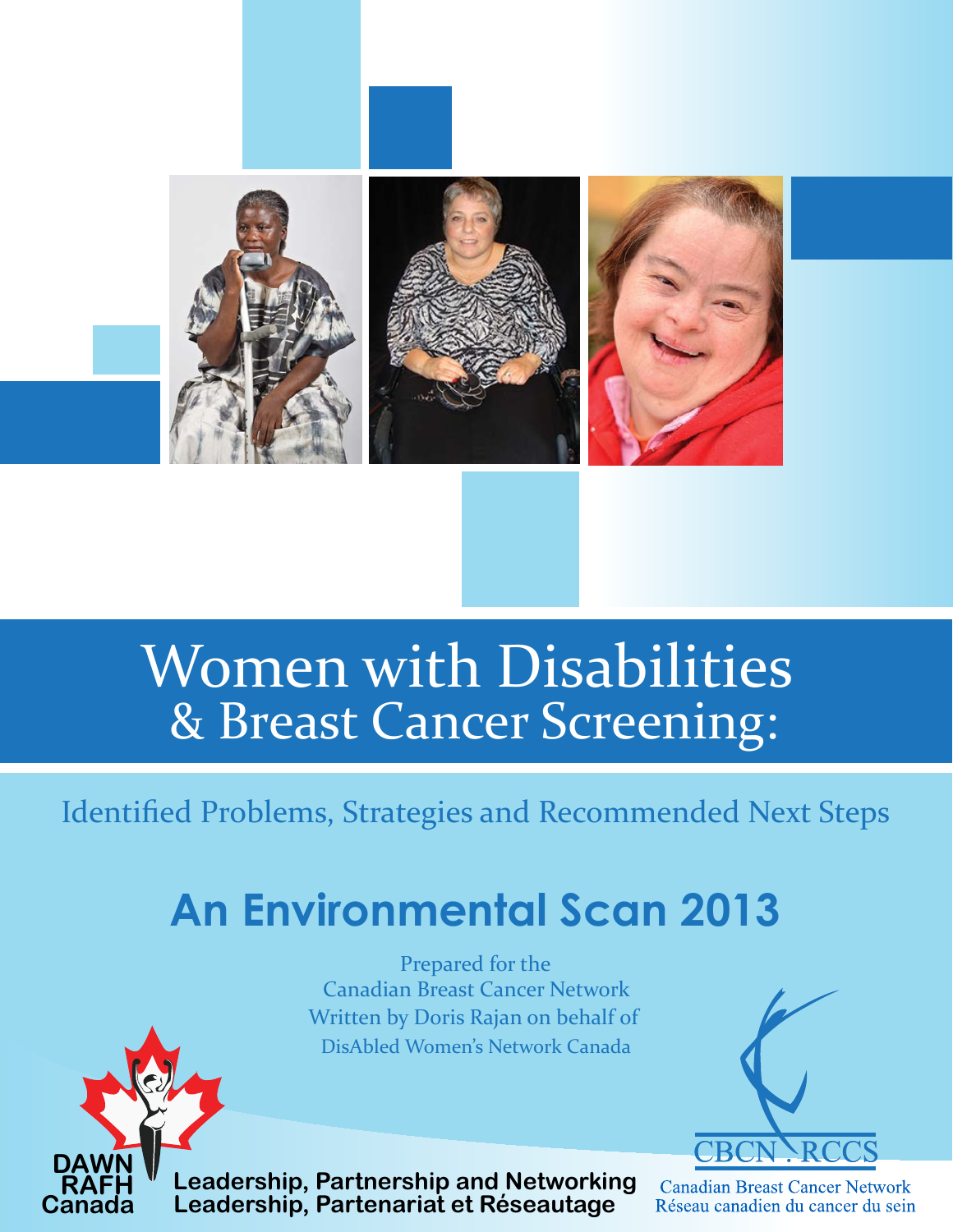# Women with Disabilities & Breast Cancer Screening:

Identified Problems, Strategies and Recommended Next Steps

## An Environmental Scan 2013

Prepared for the
Canadian Breast Cancer Network
Written by Doris Rajan on behalf of
DisAbled Women's Network Canada

DAWN RAFH Canada

**Leadership, Partnership and Networking**
**Leadership, Partenariat et Réseautage**

CBCN . RCCS
Canadian Breast Cancer Network
Réseau canadien du cancer du sein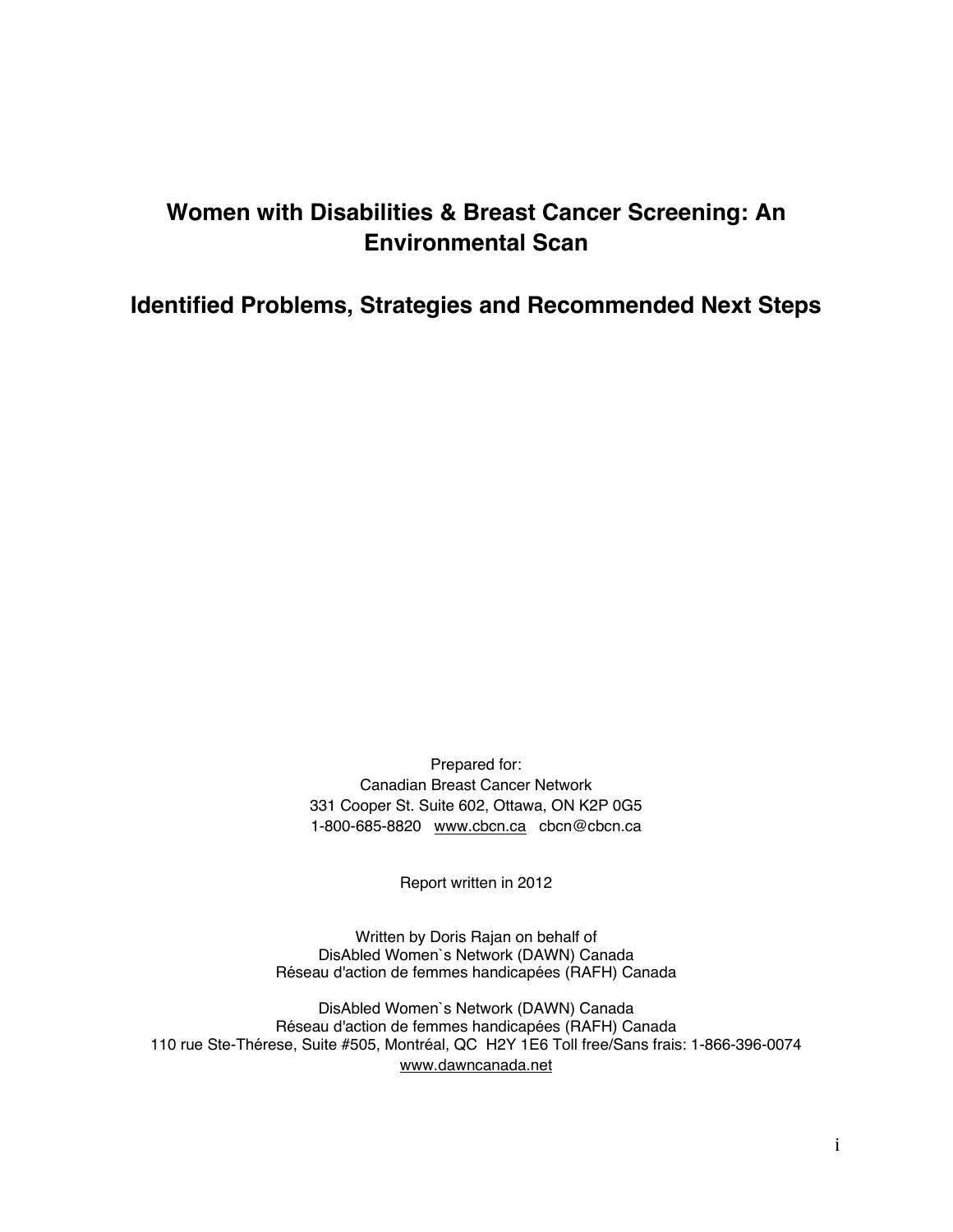# Women with Disabilities & Breast Cancer Screening: An Environmental Scan

## Identified Problems, Strategies and Recommended Next Steps

Prepared for:
Canadian Breast Cancer Network
331 Cooper St. Suite 602, Ottawa, ON K2P 0G5
1-800-685-8820 www.cbcn.ca cbcn@cbcn.ca

Report written in 2012

Written by Doris Rajan on behalf of
DisAbled Women`s Network (DAWN) Canada
Réseau d'action de femmes handicapées (RAFH) Canada

DisAbled Women`s Network (DAWN) Canada
Réseau d'action de femmes handicapées (RAFH) Canada
110 rue Ste-Thérese, Suite #505, Montréal, QC H2Y 1E6 Toll free/Sans frais: 1-866-396-0074
www.dawncanada.net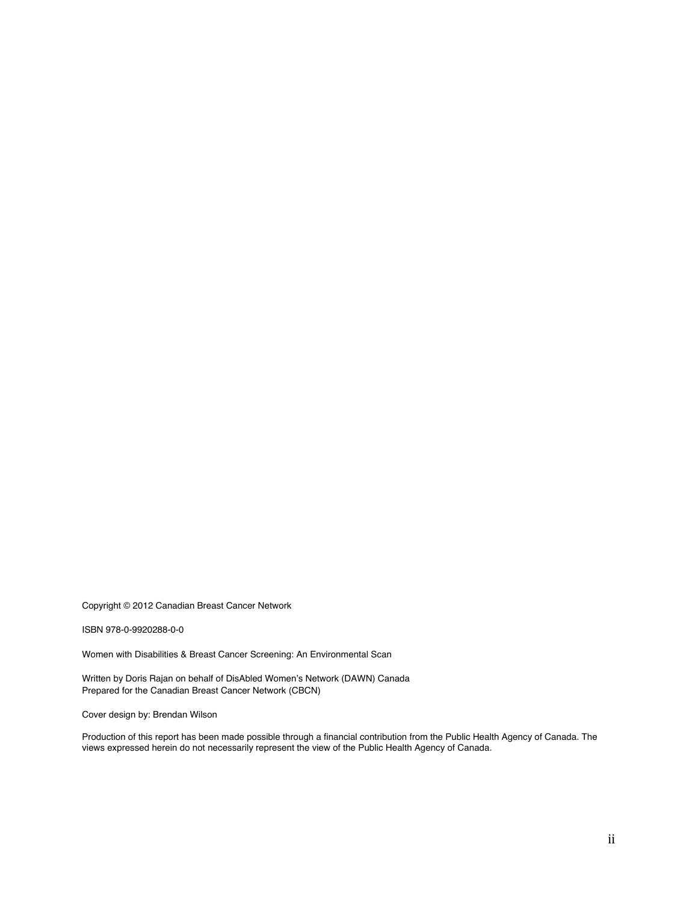Copyright © 2012 Canadian Breast Cancer Network

ISBN 978-0-9920288-0-0

Women with Disabilities & Breast Cancer Screening: An Environmental Scan

Written by Doris Rajan on behalf of DisAbled Women's Network (DAWN) Canada
Prepared for the Canadian Breast Cancer Network (CBCN)

Cover design by: Brendan Wilson

Production of this report has been made possible through a financial contribution from the Public Health Agency of Canada. The views expressed herein do not necessarily represent the view of the Public Health Agency of Canada.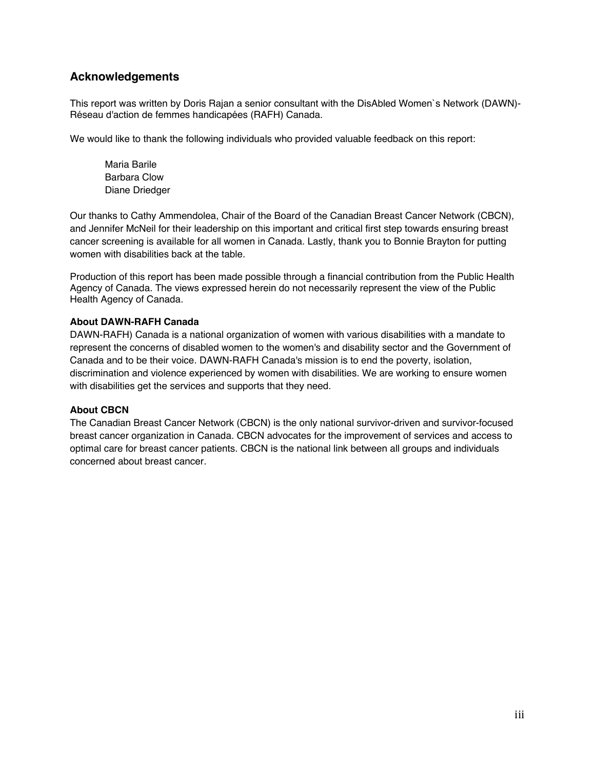## Acknowledgements

This report was written by Doris Rajan a senior consultant with the DisAbled Women`s Network (DAWN)-Réseau d'action de femmes handicapées (RAFH) Canada.

We would like to thank the following individuals who provided valuable feedback on this report:

Maria Barile
Barbara Clow
Diane Driedger

Our thanks to Cathy Ammendolea, Chair of the Board of the Canadian Breast Cancer Network (CBCN), and Jennifer McNeil for their leadership on this important and critical first step towards ensuring breast cancer screening is available for all women in Canada. Lastly, thank you to Bonnie Brayton for putting women with disabilities back at the table.

Production of this report has been made possible through a financial contribution from the Public Health Agency of Canada. The views expressed herein do not necessarily represent the view of the Public Health Agency of Canada.

**About DAWN-RAFH Canada**
DAWN-RAFH) Canada is a national organization of women with various disabilities with a mandate to represent the concerns of disabled women to the women's and disability sector and the Government of Canada and to be their voice. DAWN-RAFH Canada's mission is to end the poverty, isolation, discrimination and violence experienced by women with disabilities. We are working to ensure women with disabilities get the services and supports that they need.

**About CBCN**
The Canadian Breast Cancer Network (CBCN) is the only national survivor-driven and survivor-focused breast cancer organization in Canada. CBCN advocates for the improvement of services and access to optimal care for breast cancer patients. CBCN is the national link between all groups and individuals concerned about breast cancer.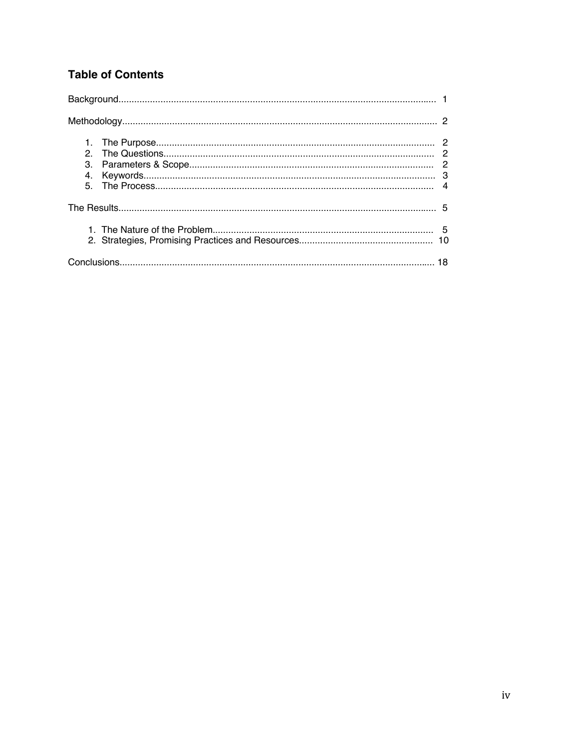## Table of Contents

Background....................................................................................................................... 1

Methodology..................................................................................................................... 2

1. The Purpose........................................................................................................ 2
2. The Questions...................................................................................................... 2
3. Parameters & Scope............................................................................................ 2
4. Keywords.............................................................................................................. 3
5. The Process.......................................................................................................... 4

The Results....................................................................................................................... 5

1. The Nature of the Problem................................................................................... 5
2. Strategies, Promising Practices and Resources.................................................. 10

Conclusions....................................................................................................................... 18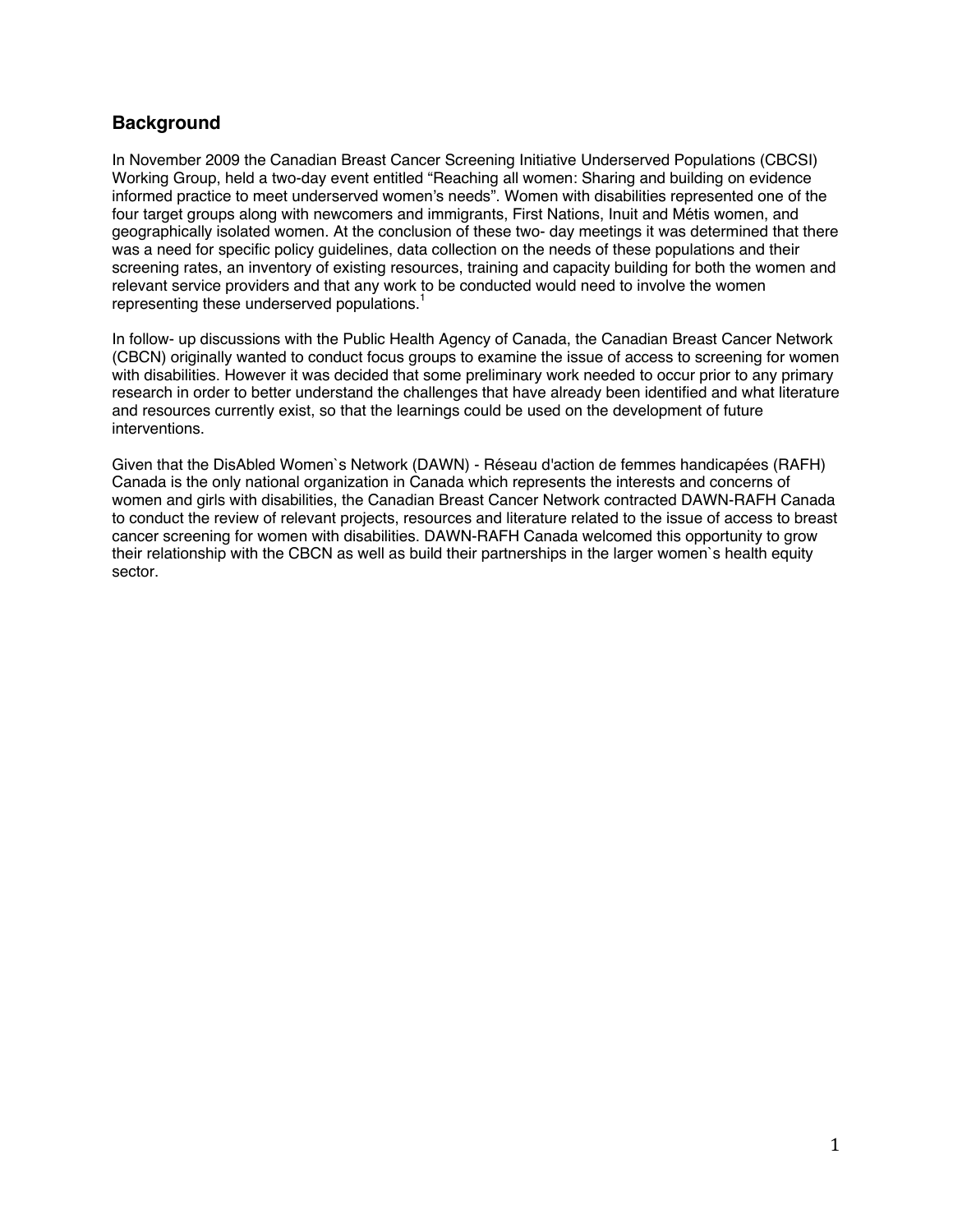## Background

In November 2009 the Canadian Breast Cancer Screening Initiative Underserved Populations (CBCSI) Working Group, held a two-day event entitled "Reaching all women: Sharing and building on evidence informed practice to meet underserved women's needs". Women with disabilities represented one of the four target groups along with newcomers and immigrants, First Nations, Inuit and Métis women, and geographically isolated women. At the conclusion of these two- day meetings it was determined that there was a need for specific policy guidelines, data collection on the needs of these populations and their screening rates, an inventory of existing resources, training and capacity building for both the women and relevant service providers and that any work to be conducted would need to involve the women representing these underserved populations.[1]

In follow- up discussions with the Public Health Agency of Canada, the Canadian Breast Cancer Network (CBCN) originally wanted to conduct focus groups to examine the issue of access to screening for women with disabilities. However it was decided that some preliminary work needed to occur prior to any primary research in order to better understand the challenges that have already been identified and what literature and resources currently exist, so that the learnings could be used on the development of future interventions.

Given that the DisAbled Women`s Network (DAWN) - Réseau d'action de femmes handicapées (RAFH) Canada is the only national organization in Canada which represents the interests and concerns of women and girls with disabilities, the Canadian Breast Cancer Network contracted DAWN-RAFH Canada to conduct the review of relevant projects, resources and literature related to the issue of access to breast cancer screening for women with disabilities. DAWN-RAFH Canada welcomed this opportunity to grow their relationship with the CBCN as well as build their partnerships in the larger women`s health equity sector.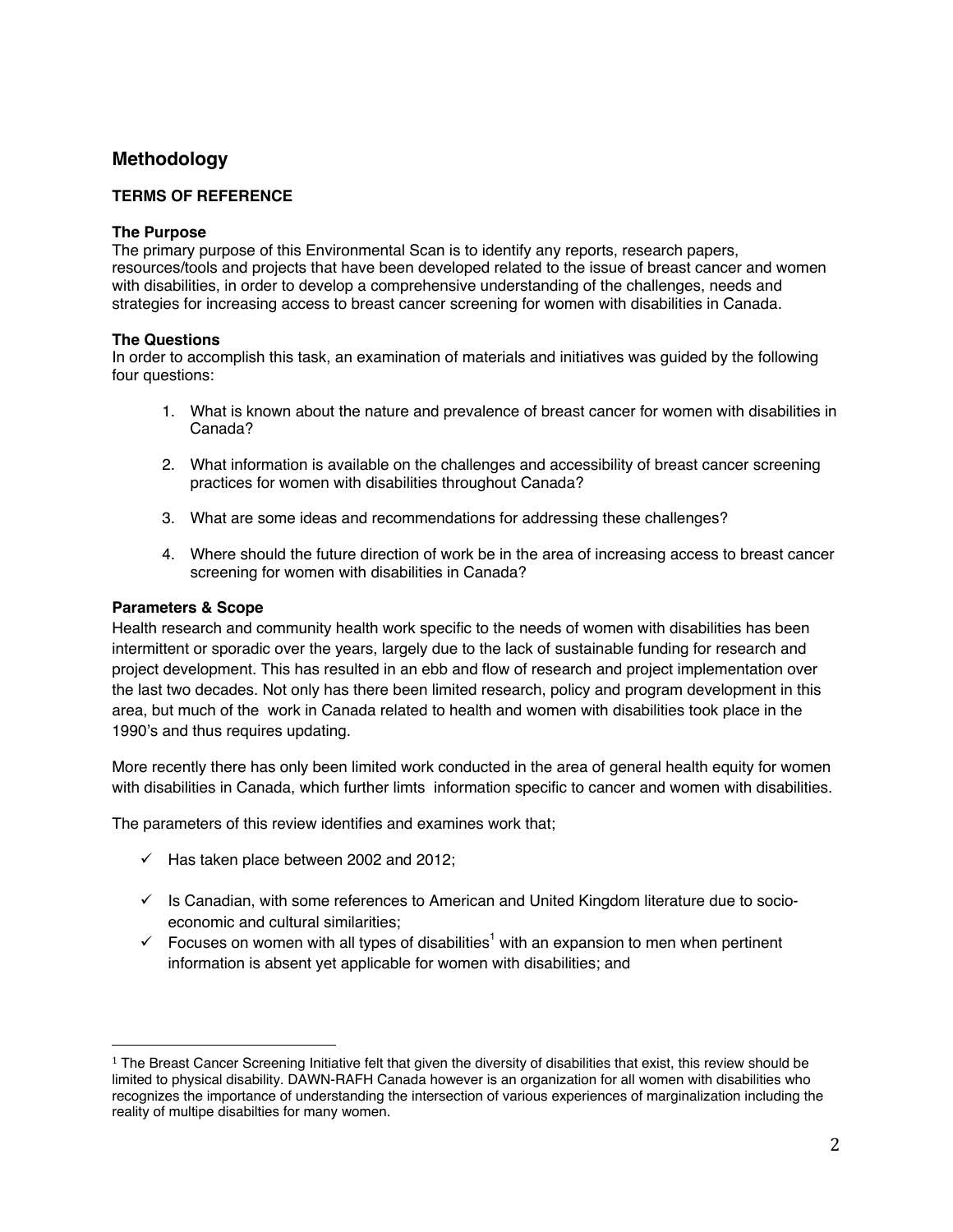## Methodology

### TERMS OF REFERENCE

#### The Purpose

The primary purpose of this Environmental Scan is to identify any reports, research papers, resources/tools and projects that have been developed related to the issue of breast cancer and women with disabilities, in order to develop a comprehensive understanding of the challenges, needs and strategies for increasing access to breast cancer screening for women with disabilities in Canada.

#### The Questions

In order to accomplish this task, an examination of materials and initiatives was guided by the following four questions:

1. What is known about the nature and prevalence of breast cancer for women with disabilities in Canada?
2. What information is available on the challenges and accessibility of breast cancer screening practices for women with disabilities throughout Canada?
3. What are some ideas and recommendations for addressing these challenges?
4. Where should the future direction of work be in the area of increasing access to breast cancer screening for women with disabilities in Canada?

#### Parameters & Scope

Health research and community health work specific to the needs of women with disabilities has been intermittent or sporadic over the years, largely due to the lack of sustainable funding for research and project development. This has resulted in an ebb and flow of research and project implementation over the last two decades. Not only has there been limited research, policy and program development in this area, but much of the work in Canada related to health and women with disabilities took place in the 1990's and thus requires updating.

More recently there has only been limited work conducted in the area of general health equity for women with disabilities in Canada, which further limts information specific to cancer and women with disabilities.

The parameters of this review identifies and examines work that;

- ✓ Has taken place between 2002 and 2012;
- ✓ Is Canadian, with some references to American and United Kingdom literature due to socio-economic and cultural similarities;
- ✓ Focuses on women with all types of disabilities[1] with an expansion to men when pertinent information is absent yet applicable for women with disabilities; and

---

[1] The Breast Cancer Screening Initiative felt that given the diversity of disabilities that exist, this review should be limited to physical disability. DAWN-RAFH Canada however is an organization for all women with disabilities who recognizes the importance of understanding the intersection of various experiences of marginalization including the reality of multipe disabilties for many women.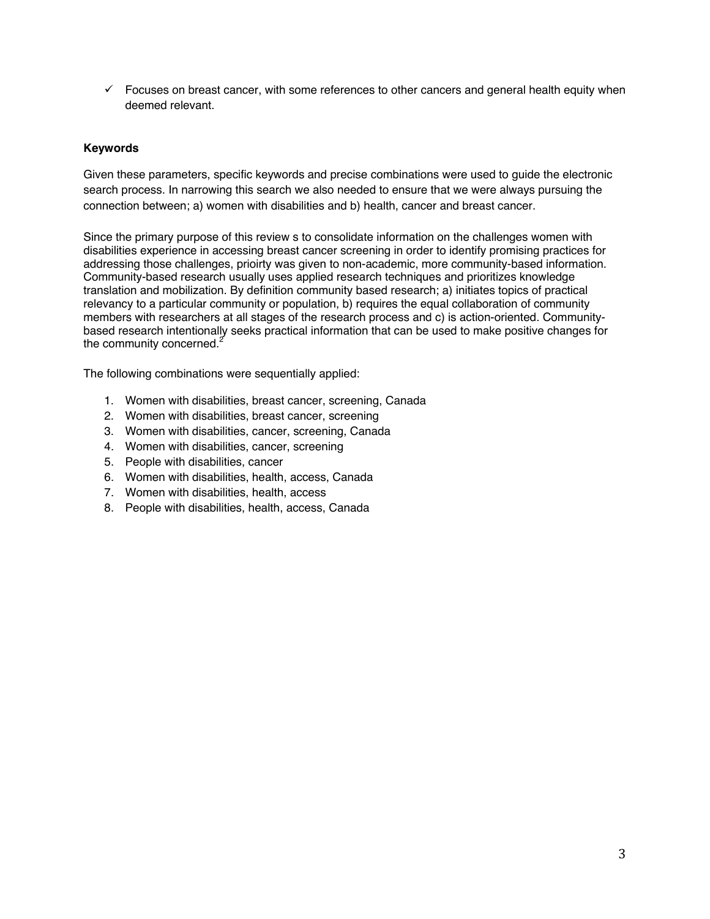- ✓ Focuses on breast cancer, with some references to other cancers and general health equity when deemed relevant.

**Keywords**

Given these parameters, specific keywords and precise combinations were used to guide the electronic search process. In narrowing this search we also needed to ensure that we were always pursuing the connection between; a) women with disabilities and b) health, cancer and breast cancer.

Since the primary purpose of this review s to consolidate information on the challenges women with disabilities experience in accessing breast cancer screening in order to identify promising practices for addressing those challenges, prioirty was given to non-academic, more community-based information. Community-based research usually uses applied research techniques and prioritizes knowledge translation and mobilization. By definition community based research; a) initiates topics of practical relevancy to a particular community or population, b) requires the equal collaboration of community members with researchers at all stages of the research process and c) is action-oriented. Community-based research intentionally seeks practical information that can be used to make positive changes for the community concerned.[2]

The following combinations were sequentially applied:

1. Women with disabilities, breast cancer, screening, Canada
2. Women with disabilities, breast cancer, screening
3. Women with disabilities, cancer, screening, Canada
4. Women with disabilities, cancer, screening
5. People with disabilities, cancer
6. Women with disabilities, health, access, Canada
7. Women with disabilities, health, access
8. People with disabilities, health, access, Canada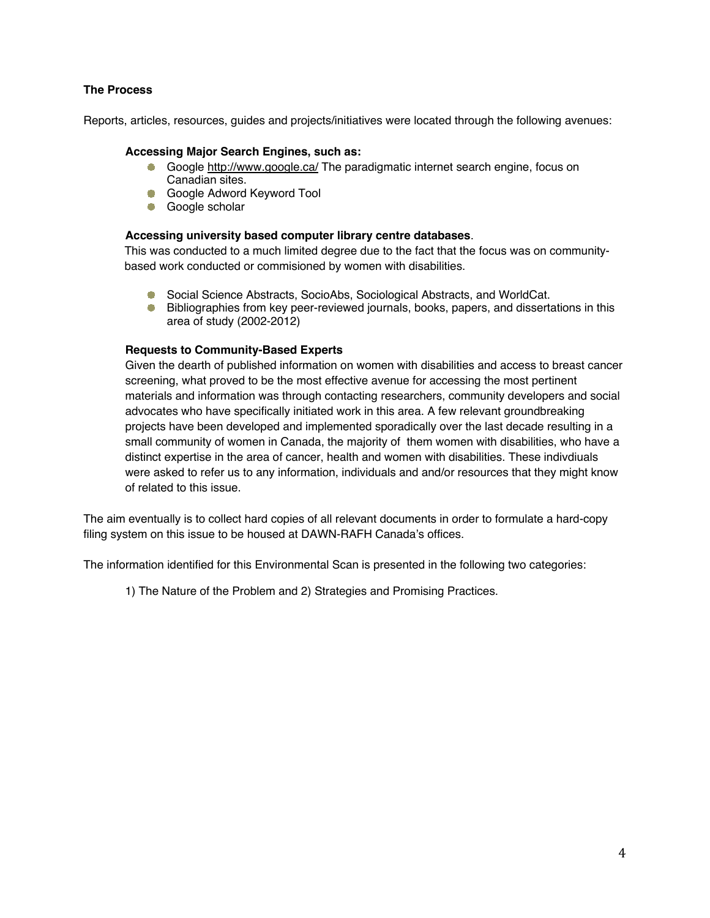**The Process**

Reports, articles, resources, guides and projects/initiatives were located through the following avenues:

**Accessing Major Search Engines, such as:**

- Google http://www.google.ca/ The paradigmatic internet search engine, focus on Canadian sites.
- Google Adword Keyword Tool
- Google scholar

**Accessing university based computer library centre databases**.

This was conducted to a much limited degree due to the fact that the focus was on community-based work conducted or commisioned by women with disabilities.

- Social Science Abstracts, SocioAbs, Sociological Abstracts, and WorldCat.
- Bibliographies from key peer-reviewed journals, books, papers, and dissertations in this area of study (2002-2012)

**Requests to Community-Based Experts**

Given the dearth of published information on women with disabilities and access to breast cancer screening, what proved to be the most effective avenue for accessing the most pertinent materials and information was through contacting researchers, community developers and social advocates who have specifically initiated work in this area. A few relevant groundbreaking projects have been developed and implemented sporadically over the last decade resulting in a small community of women in Canada, the majority of them women with disabilities, who have a distinct expertise in the area of cancer, health and women with disabilities. These indivdiuals were asked to refer us to any information, individuals and and/or resources that they might know of related to this issue.

The aim eventually is to collect hard copies of all relevant documents in order to formulate a hard-copy filing system on this issue to be housed at DAWN-RAFH Canada's offices.

The information identified for this Environmental Scan is presented in the following two categories:

1) The Nature of the Problem and 2) Strategies and Promising Practices.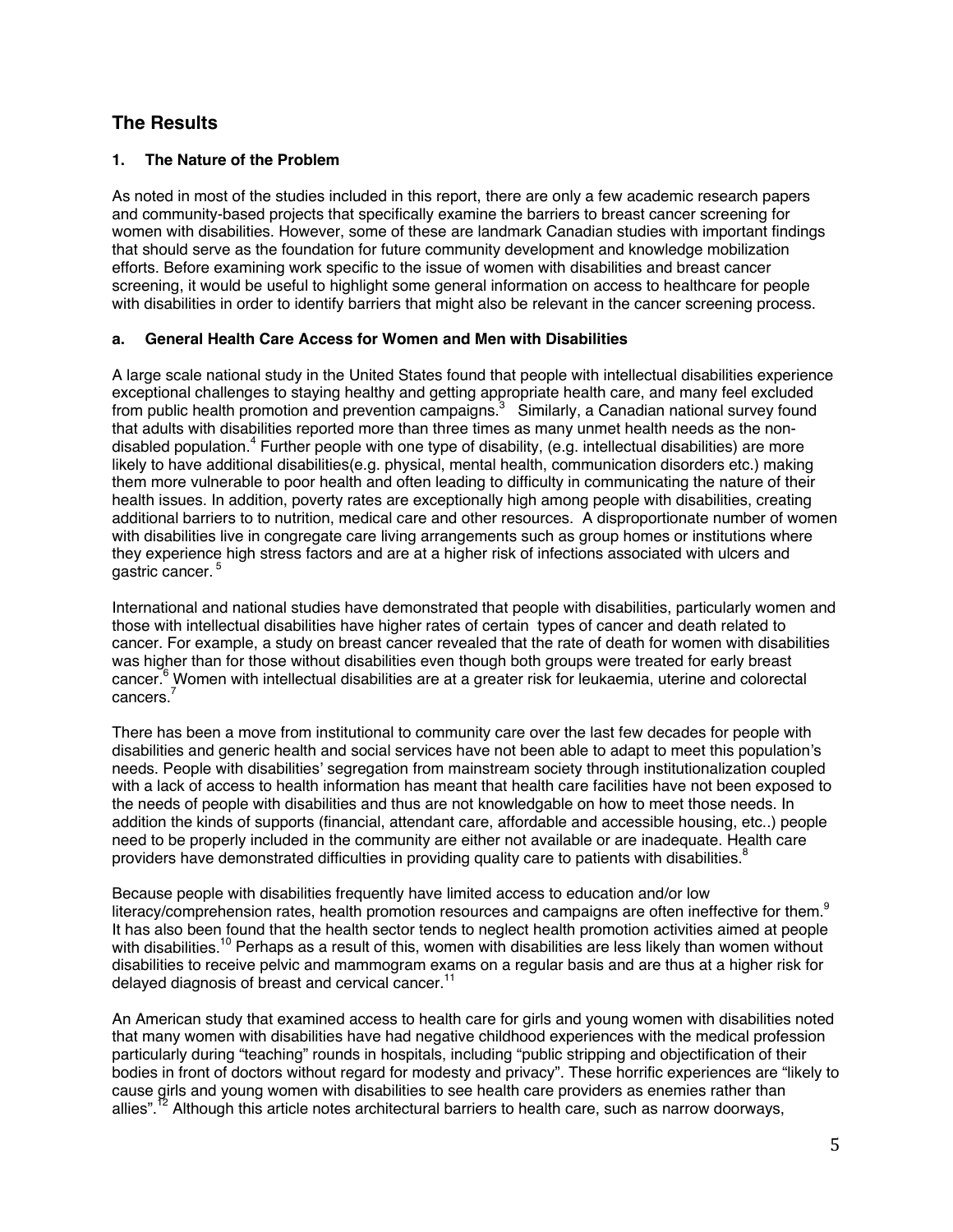## The Results

### 1. The Nature of the Problem

As noted in most of the studies included in this report, there are only a few academic research papers and community-based projects that specifically examine the barriers to breast cancer screening for women with disabilities. However, some of these are landmark Canadian studies with important findings that should serve as the foundation for future community development and knowledge mobilization efforts. Before examining work specific to the issue of women with disabilities and breast cancer screening, it would be useful to highlight some general information on access to healthcare for people with disabilities in order to identify barriers that might also be relevant in the cancer screening process.

#### a. General Health Care Access for Women and Men with Disabilities

A large scale national study in the United States found that people with intellectual disabilities experience exceptional challenges to staying healthy and getting appropriate health care, and many feel excluded from public health promotion and prevention campaigns.[3] Similarly, a Canadian national survey found that adults with disabilities reported more than three times as many unmet health needs as the non-disabled population.[4] Further people with one type of disability, (e.g. intellectual disabilities) are more likely to have additional disabilities(e.g. physical, mental health, communication disorders etc.) making them more vulnerable to poor health and often leading to difficulty in communicating the nature of their health issues. In addition, poverty rates are exceptionally high among people with disabilities, creating additional barriers to to nutrition, medical care and other resources. A disproportionate number of women with disabilities live in congregate care living arrangements such as group homes or institutions where they experience high stress factors and are at a higher risk of infections associated with ulcers and gastric cancer. [5]

International and national studies have demonstrated that people with disabilities, particularly women and those with intellectual disabilities have higher rates of certain types of cancer and death related to cancer. For example, a study on breast cancer revealed that the rate of death for women with disabilities was higher than for those without disabilities even though both groups were treated for early breast cancer.[6] Women with intellectual disabilities are at a greater risk for leukaemia, uterine and colorectal cancers.[7]

There has been a move from institutional to community care over the last few decades for people with disabilities and generic health and social services have not been able to adapt to meet this population's needs. People with disabilities' segregation from mainstream society through institutionalization coupled with a lack of access to health information has meant that health care facilities have not been exposed to the needs of people with disabilities and thus are not knowledgable on how to meet those needs. In addition the kinds of supports (financial, attendant care, affordable and accessible housing, etc..) people need to be properly included in the community are either not available or are inadequate. Health care providers have demonstrated difficulties in providing quality care to patients with disabilities.[8]

Because people with disabilities frequently have limited access to education and/or low literacy/comprehension rates, health promotion resources and campaigns are often ineffective for them.[9] It has also been found that the health sector tends to neglect health promotion activities aimed at people with disabilities.[10] Perhaps as a result of this, women with disabilities are less likely than women without disabilities to receive pelvic and mammogram exams on a regular basis and are thus at a higher risk for delayed diagnosis of breast and cervical cancer.[11]

An American study that examined access to health care for girls and young women with disabilities noted that many women with disabilities have had negative childhood experiences with the medical profession particularly during "teaching" rounds in hospitals, including "public stripping and objectification of their bodies in front of doctors without regard for modesty and privacy". These horrific experiences are "likely to cause girls and young women with disabilities to see health care providers as enemies rather than allies".[12] Although this article notes architectural barriers to health care, such as narrow doorways,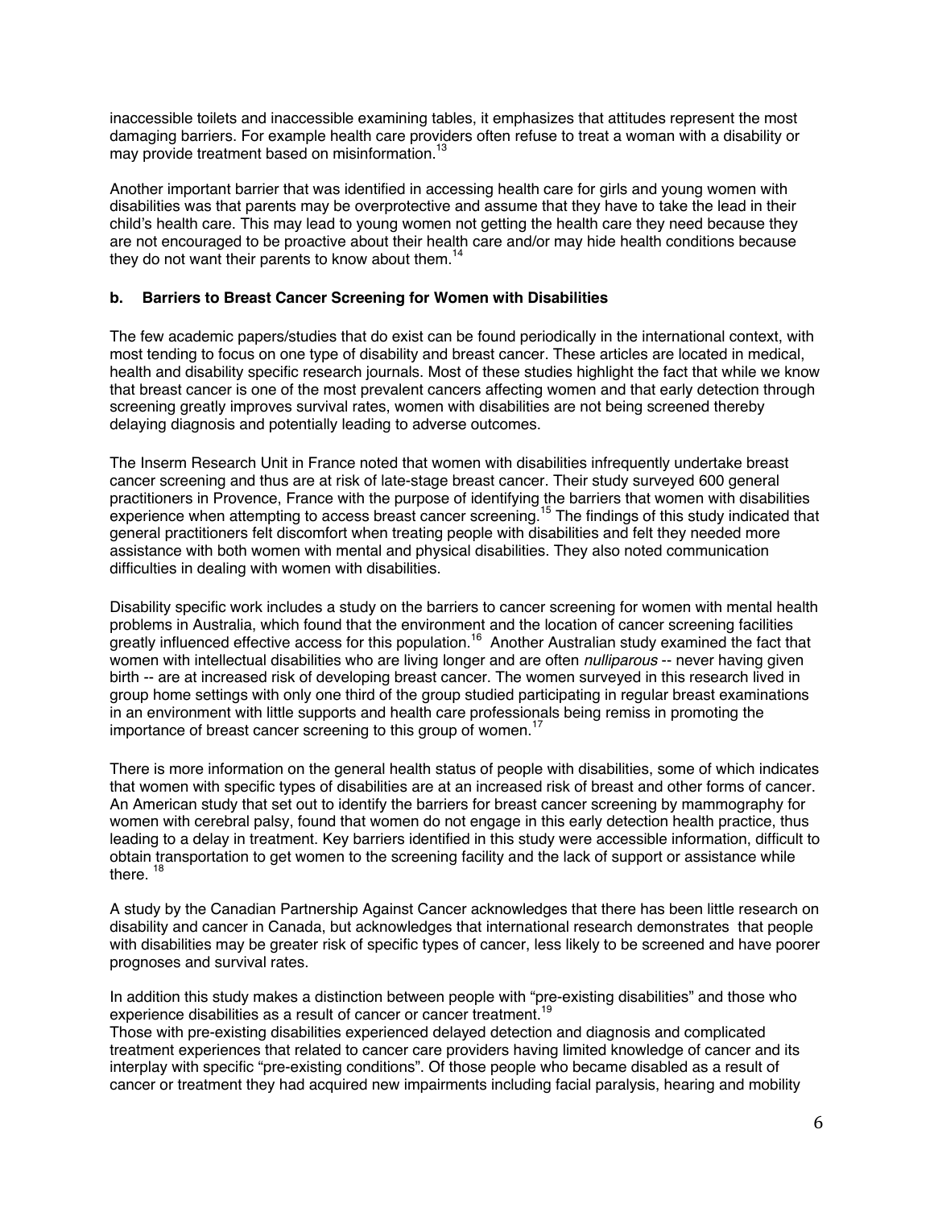inaccessible toilets and inaccessible examining tables, it emphasizes that attitudes represent the most damaging barriers. For example health care providers often refuse to treat a woman with a disability or may provide treatment based on misinformation.[13]

Another important barrier that was identified in accessing health care for girls and young women with disabilities was that parents may be overprotective and assume that they have to take the lead in their child's health care. This may lead to young women not getting the health care they need because they are not encouraged to be proactive about their health care and/or may hide health conditions because they do not want their parents to know about them.[14]

### b. Barriers to Breast Cancer Screening for Women with Disabilities

The few academic papers/studies that do exist can be found periodically in the international context, with most tending to focus on one type of disability and breast cancer. These articles are located in medical, health and disability specific research journals. Most of these studies highlight the fact that while we know that breast cancer is one of the most prevalent cancers affecting women and that early detection through screening greatly improves survival rates, women with disabilities are not being screened thereby delaying diagnosis and potentially leading to adverse outcomes.

The Inserm Research Unit in France noted that women with disabilities infrequently undertake breast cancer screening and thus are at risk of late-stage breast cancer. Their study surveyed 600 general practitioners in Provence, France with the purpose of identifying the barriers that women with disabilities experience when attempting to access breast cancer screening.[15] The findings of this study indicated that general practitioners felt discomfort when treating people with disabilities and felt they needed more assistance with both women with mental and physical disabilities. They also noted communication difficulties in dealing with women with disabilities.

Disability specific work includes a study on the barriers to cancer screening for women with mental health problems in Australia, which found that the environment and the location of cancer screening facilities greatly influenced effective access for this population.[16] Another Australian study examined the fact that women with intellectual disabilities who are living longer and are often *nulliparous* -- never having given birth -- are at increased risk of developing breast cancer. The women surveyed in this research lived in group home settings with only one third of the group studied participating in regular breast examinations in an environment with little supports and health care professionals being remiss in promoting the importance of breast cancer screening to this group of women.[17]

There is more information on the general health status of people with disabilities, some of which indicates that women with specific types of disabilities are at an increased risk of breast and other forms of cancer. An American study that set out to identify the barriers for breast cancer screening by mammography for women with cerebral palsy, found that women do not engage in this early detection health practice, thus leading to a delay in treatment. Key barriers identified in this study were accessible information, difficult to obtain transportation to get women to the screening facility and the lack of support or assistance while there.[18]

A study by the Canadian Partnership Against Cancer acknowledges that there has been little research on disability and cancer in Canada, but acknowledges that international research demonstrates that people with disabilities may be greater risk of specific types of cancer, less likely to be screened and have poorer prognoses and survival rates.

In addition this study makes a distinction between people with "pre-existing disabilities" and those who experience disabilities as a result of cancer or cancer treatment.[19]
Those with pre-existing disabilities experienced delayed detection and diagnosis and complicated treatment experiences that related to cancer care providers having limited knowledge of cancer and its interplay with specific "pre-existing conditions". Of those people who became disabled as a result of cancer or treatment they had acquired new impairments including facial paralysis, hearing and mobility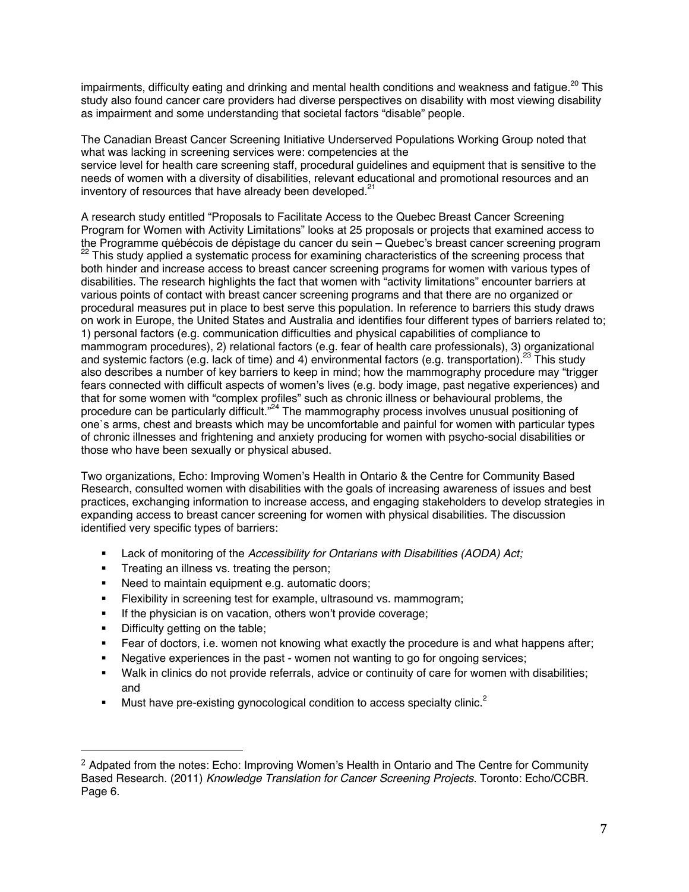impairments, difficulty eating and drinking and mental health conditions and weakness and fatigue.[20] This study also found cancer care providers had diverse perspectives on disability with most viewing disability as impairment and some understanding that societal factors "disable" people.

The Canadian Breast Cancer Screening Initiative Underserved Populations Working Group noted that what was lacking in screening services were: competencies at the service level for health care screening staff, procedural guidelines and equipment that is sensitive to the needs of women with a diversity of disabilities, relevant educational and promotional resources and an inventory of resources that have already been developed.[21]

A research study entitled "Proposals to Facilitate Access to the Quebec Breast Cancer Screening Program for Women with Activity Limitations" looks at 25 proposals or projects that examined access to the Programme québécois de dépistage du cancer du sein – Quebec's breast cancer screening program [22] This study applied a systematic process for examining characteristics of the screening process that both hinder and increase access to breast cancer screening programs for women with various types of disabilities. The research highlights the fact that women with "activity limitations" encounter barriers at various points of contact with breast cancer screening programs and that there are no organized or procedural measures put in place to best serve this population. In reference to barriers this study draws on work in Europe, the United States and Australia and identifies four different types of barriers related to; 1) personal factors (e.g. communication difficulties and physical capabilities of compliance to mammogram procedures), 2) relational factors (e.g. fear of health care professionals), 3) organizational and systemic factors (e.g. lack of time) and 4) environmental factors (e.g. transportation).[23] This study also describes a number of key barriers to keep in mind; how the mammography procedure may "trigger fears connected with difficult aspects of women's lives (e.g. body image, past negative experiences) and that for some women with "complex profiles" such as chronic illness or behavioural problems, the procedure can be particularly difficult."[24] The mammography process involves unusual positioning of one`s arms, chest and breasts which may be uncomfortable and painful for women with particular types of chronic illnesses and frightening and anxiety producing for women with psycho-social disabilities or those who have been sexually or physical abused.

Two organizations, Echo: Improving Women's Health in Ontario & the Centre for Community Based Research, consulted women with disabilities with the goals of increasing awareness of issues and best practices, exchanging information to increase access, and engaging stakeholders to develop strategies in expanding access to breast cancer screening for women with physical disabilities. The discussion identified very specific types of barriers:

- Lack of monitoring of the *Accessibility for Ontarians with Disabilities (AODA) Act;*
- Treating an illness vs. treating the person;
- Need to maintain equipment e.g. automatic doors;
- Flexibility in screening test for example, ultrasound vs. mammogram;
- If the physician is on vacation, others won't provide coverage;
- Difficulty getting on the table;
- Fear of doctors, i.e. women not knowing what exactly the procedure is and what happens after;
- Negative experiences in the past - women not wanting to go for ongoing services;
- Walk in clinics do not provide referrals, advice or continuity of care for women with disabilities; and
- Must have pre-existing gynocological condition to access specialty clinic.[2]

---

[2] Adpated from the notes: Echo: Improving Women's Health in Ontario and The Centre for Community Based Research. (2011) *Knowledge Translation for Cancer Screening Projects*. Toronto: Echo/CCBR. Page 6.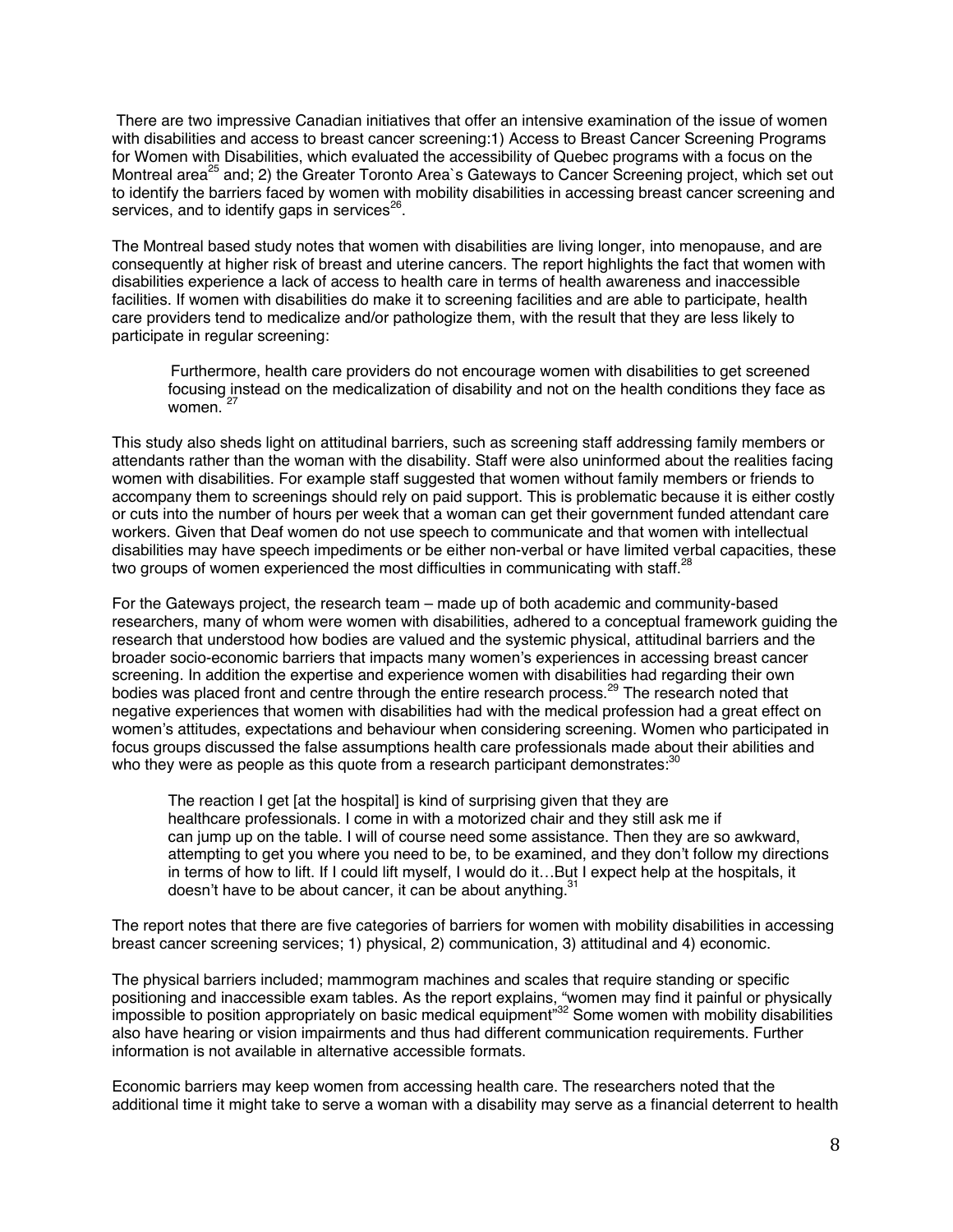There are two impressive Canadian initiatives that offer an intensive examination of the issue of women with disabilities and access to breast cancer screening:1) Access to Breast Cancer Screening Programs for Women with Disabilities, which evaluated the accessibility of Quebec programs with a focus on the Montreal area[25] and; 2) the Greater Toronto Area`s Gateways to Cancer Screening project, which set out to identify the barriers faced by women with mobility disabilities in accessing breast cancer screening and services, and to identify gaps in services[26].

The Montreal based study notes that women with disabilities are living longer, into menopause, and are consequently at higher risk of breast and uterine cancers. The report highlights the fact that women with disabilities experience a lack of access to health care in terms of health awareness and inaccessible facilities. If women with disabilities do make it to screening facilities and are able to participate, health care providers tend to medicalize and/or pathologize them, with the result that they are less likely to participate in regular screening:

> Furthermore, health care providers do not encourage women with disabilities to get screened focusing instead on the medicalization of disability and not on the health conditions they face as women. [27]

This study also sheds light on attitudinal barriers, such as screening staff addressing family members or attendants rather than the woman with the disability. Staff were also uninformed about the realities facing women with disabilities. For example staff suggested that women without family members or friends to accompany them to screenings should rely on paid support. This is problematic because it is either costly or cuts into the number of hours per week that a woman can get their government funded attendant care workers. Given that Deaf women do not use speech to communicate and that women with intellectual disabilities may have speech impediments or be either non-verbal or have limited verbal capacities, these two groups of women experienced the most difficulties in communicating with staff.[28]

For the Gateways project, the research team – made up of both academic and community-based researchers, many of whom were women with disabilities, adhered to a conceptual framework guiding the research that understood how bodies are valued and the systemic physical, attitudinal barriers and the broader socio-economic barriers that impacts many women's experiences in accessing breast cancer screening. In addition the expertise and experience women with disabilities had regarding their own bodies was placed front and centre through the entire research process.[29] The research noted that negative experiences that women with disabilities had with the medical profession had a great effect on women's attitudes, expectations and behaviour when considering screening. Women who participated in focus groups discussed the false assumptions health care professionals made about their abilities and who they were as people as this quote from a research participant demonstrates:[30]

> The reaction I get [at the hospital] is kind of surprising given that they are healthcare professionals. I come in with a motorized chair and they still ask me if can jump up on the table. I will of course need some assistance. Then they are so awkward, attempting to get you where you need to be, to be examined, and they don't follow my directions in terms of how to lift. If I could lift myself, I would do it…But I expect help at the hospitals, it doesn't have to be about cancer, it can be about anything.[31]

The report notes that there are five categories of barriers for women with mobility disabilities in accessing breast cancer screening services; 1) physical, 2) communication, 3) attitudinal and 4) economic.

The physical barriers included; mammogram machines and scales that require standing or specific positioning and inaccessible exam tables. As the report explains, "women may find it painful or physically impossible to position appropriately on basic medical equipment"[32] Some women with mobility disabilities also have hearing or vision impairments and thus had different communication requirements. Further information is not available in alternative accessible formats.

Economic barriers may keep women from accessing health care. The researchers noted that the additional time it might take to serve a woman with a disability may serve as a financial deterrent to health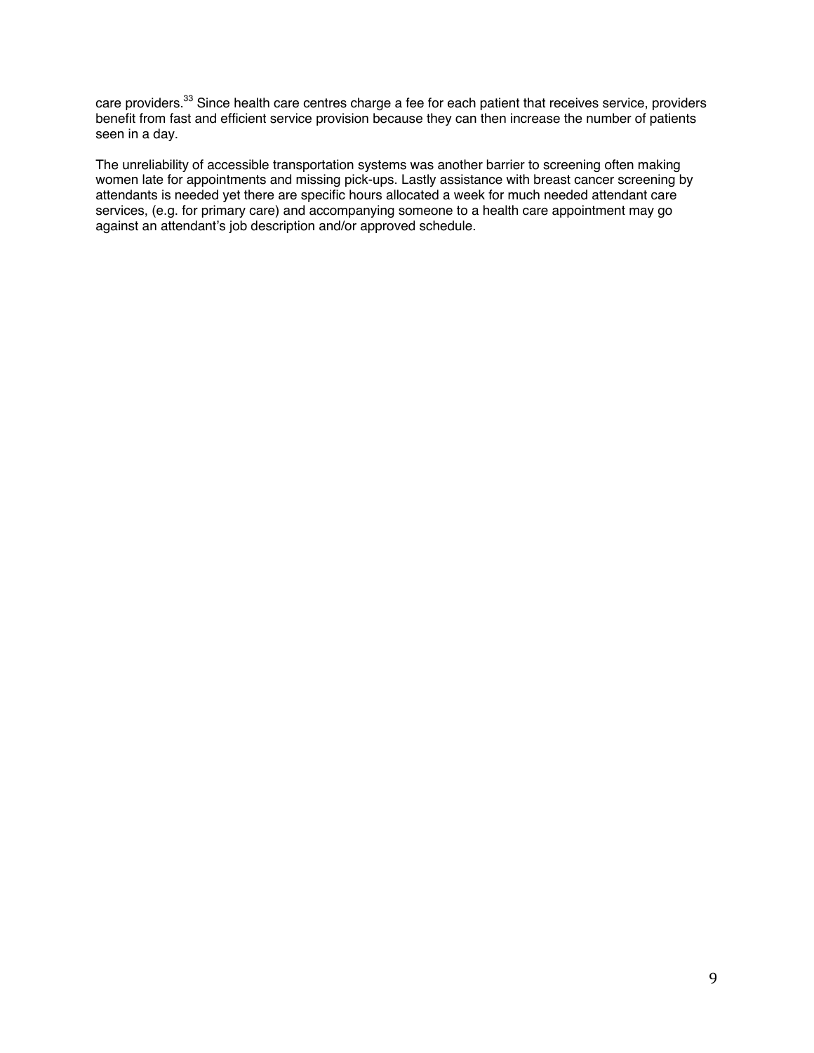care providers.[33] Since health care centres charge a fee for each patient that receives service, providers benefit from fast and efficient service provision because they can then increase the number of patients seen in a day.

The unreliability of accessible transportation systems was another barrier to screening often making women late for appointments and missing pick-ups. Lastly assistance with breast cancer screening by attendants is needed yet there are specific hours allocated a week for much needed attendant care services, (e.g. for primary care) and accompanying someone to a health care appointment may go against an attendant's job description and/or approved schedule.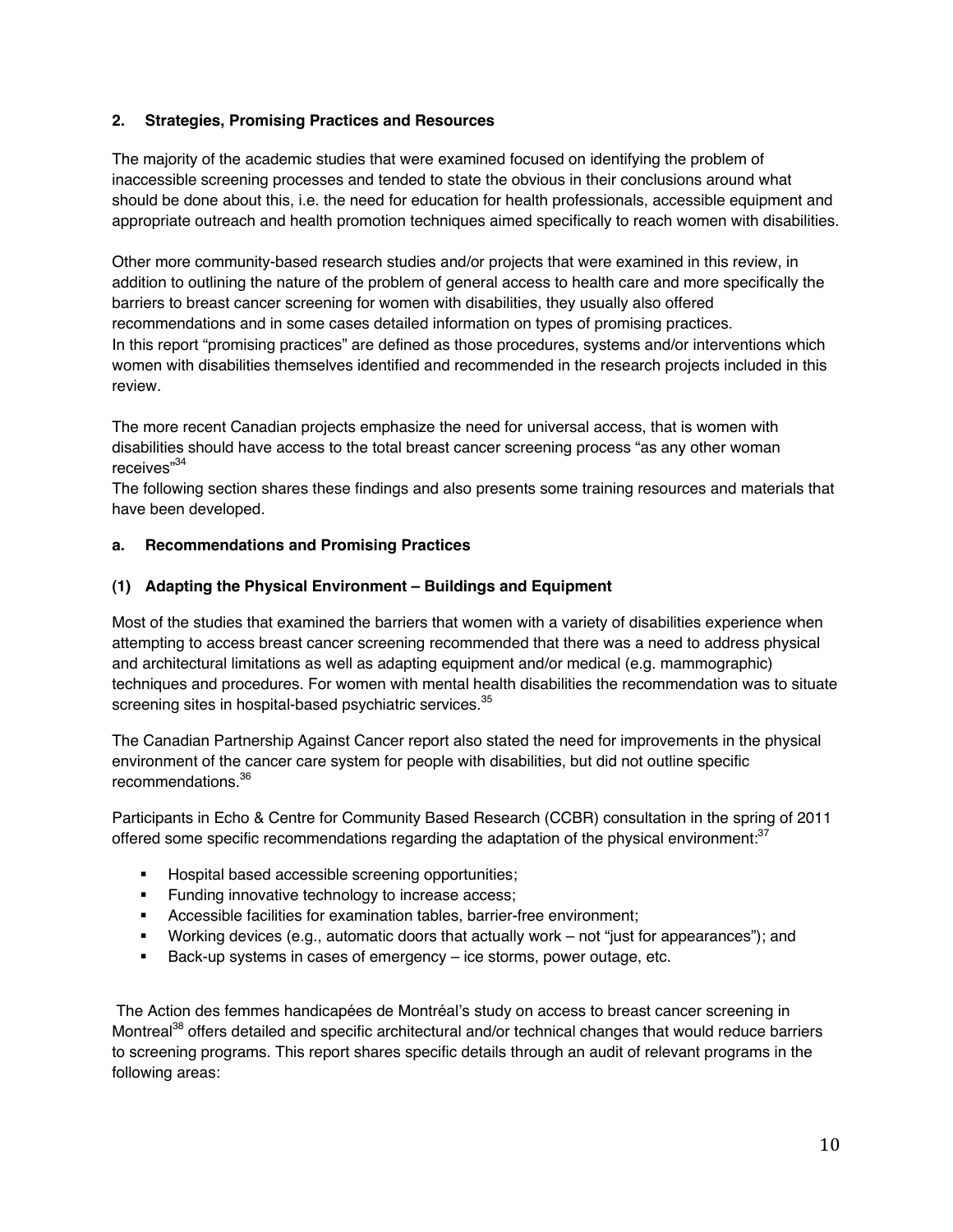## 2. Strategies, Promising Practices and Resources

The majority of the academic studies that were examined focused on identifying the problem of inaccessible screening processes and tended to state the obvious in their conclusions around what should be done about this, i.e. the need for education for health professionals, accessible equipment and appropriate outreach and health promotion techniques aimed specifically to reach women with disabilities.

Other more community-based research studies and/or projects that were examined in this review, in addition to outlining the nature of the problem of general access to health care and more specifically the barriers to breast cancer screening for women with disabilities, they usually also offered recommendations and in some cases detailed information on types of promising practices.
In this report "promising practices" are defined as those procedures, systems and/or interventions which women with disabilities themselves identified and recommended in the research projects included in this review.

The more recent Canadian projects emphasize the need for universal access, that is women with disabilities should have access to the total breast cancer screening process "as any other woman receives"[34]
The following section shares these findings and also presents some training resources and materials that have been developed.

### a. Recommendations and Promising Practices

#### (1) Adapting the Physical Environment – Buildings and Equipment

Most of the studies that examined the barriers that women with a variety of disabilities experience when attempting to access breast cancer screening recommended that there was a need to address physical and architectural limitations as well as adapting equipment and/or medical (e.g. mammographic) techniques and procedures. For women with mental health disabilities the recommendation was to situate screening sites in hospital-based psychiatric services.[35]

The Canadian Partnership Against Cancer report also stated the need for improvements in the physical environment of the cancer care system for people with disabilities, but did not outline specific recommendations.[36]

Participants in Echo & Centre for Community Based Research (CCBR) consultation in the spring of 2011 offered some specific recommendations regarding the adaptation of the physical environment:[37]

- Hospital based accessible screening opportunities;
- Funding innovative technology to increase access;
- Accessible facilities for examination tables, barrier-free environment;
- Working devices (e.g., automatic doors that actually work – not "just for appearances"); and
- Back-up systems in cases of emergency – ice storms, power outage, etc.

The Action des femmes handicapées de Montréal's study on access to breast cancer screening in Montreal[38] offers detailed and specific architectural and/or technical changes that would reduce barriers to screening programs. This report shares specific details through an audit of relevant programs in the following areas: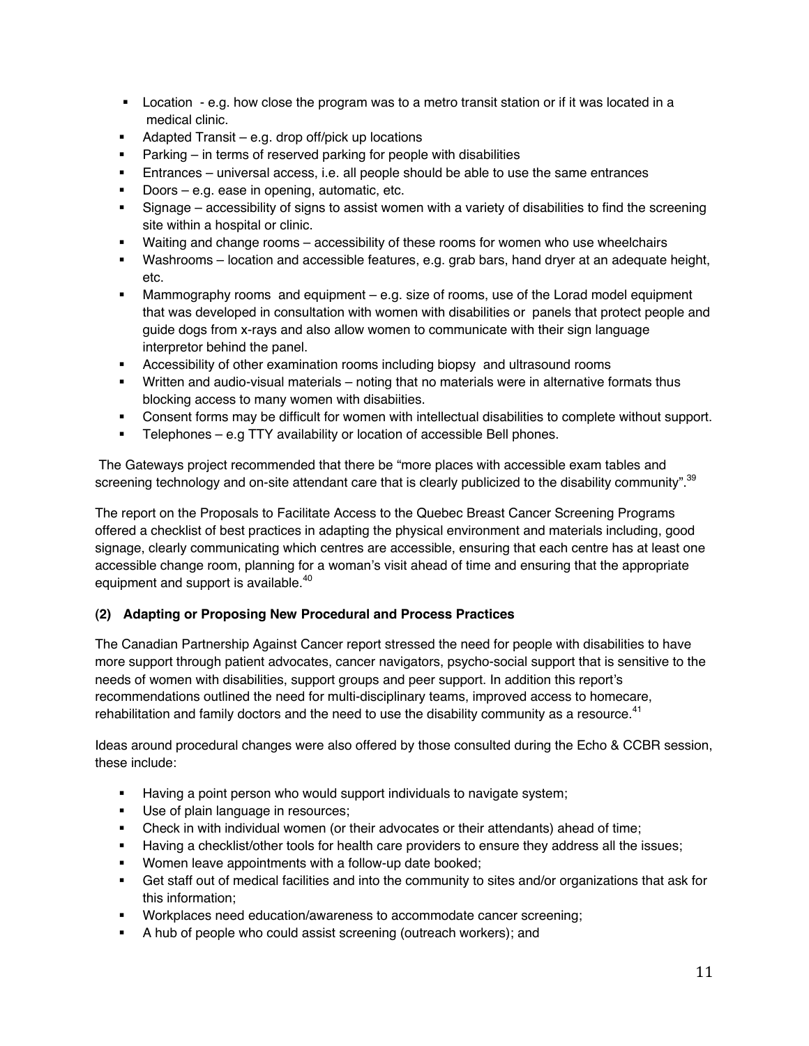- Location - e.g. how close the program was to a metro transit station or if it was located in a medical clinic.
- Adapted Transit – e.g. drop off/pick up locations
- Parking – in terms of reserved parking for people with disabilities
- Entrances – universal access, i.e. all people should be able to use the same entrances
- Doors – e.g. ease in opening, automatic, etc.
- Signage – accessibility of signs to assist women with a variety of disabilities to find the screening site within a hospital or clinic.
- Waiting and change rooms – accessibility of these rooms for women who use wheelchairs
- Washrooms – location and accessible features, e.g. grab bars, hand dryer at an adequate height, etc.
- Mammography rooms and equipment – e.g. size of rooms, use of the Lorad model equipment that was developed in consultation with women with disabilities or panels that protect people and guide dogs from x-rays and also allow women to communicate with their sign language interpretor behind the panel.
- Accessibility of other examination rooms including biopsy and ultrasound rooms
- Written and audio-visual materials – noting that no materials were in alternative formats thus blocking access to many women with disabiities.
- Consent forms may be difficult for women with intellectual disabilities to complete without support.
- Telephones – e.g TTY availability or location of accessible Bell phones.

The Gateways project recommended that there be "more places with accessible exam tables and screening technology and on-site attendant care that is clearly publicized to the disability community".[39]

The report on the Proposals to Facilitate Access to the Quebec Breast Cancer Screening Programs offered a checklist of best practices in adapting the physical environment and materials including, good signage, clearly communicating which centres are accessible, ensuring that each centre has at least one accessible change room, planning for a woman's visit ahead of time and ensuring that the appropriate equipment and support is available.[40]

**(2) Adapting or Proposing New Procedural and Process Practices**

The Canadian Partnership Against Cancer report stressed the need for people with disabilities to have more support through patient advocates, cancer navigators, psycho-social support that is sensitive to the needs of women with disabilities, support groups and peer support. In addition this report's recommendations outlined the need for multi-disciplinary teams, improved access to homecare, rehabilitation and family doctors and the need to use the disability community as a resource.[41]

Ideas around procedural changes were also offered by those consulted during the Echo & CCBR session, these include:

- Having a point person who would support individuals to navigate system;
- Use of plain language in resources;
- Check in with individual women (or their advocates or their attendants) ahead of time;
- Having a checklist/other tools for health care providers to ensure they address all the issues;
- Women leave appointments with a follow-up date booked;
- Get staff out of medical facilities and into the community to sites and/or organizations that ask for this information;
- Workplaces need education/awareness to accommodate cancer screening;
- A hub of people who could assist screening (outreach workers); and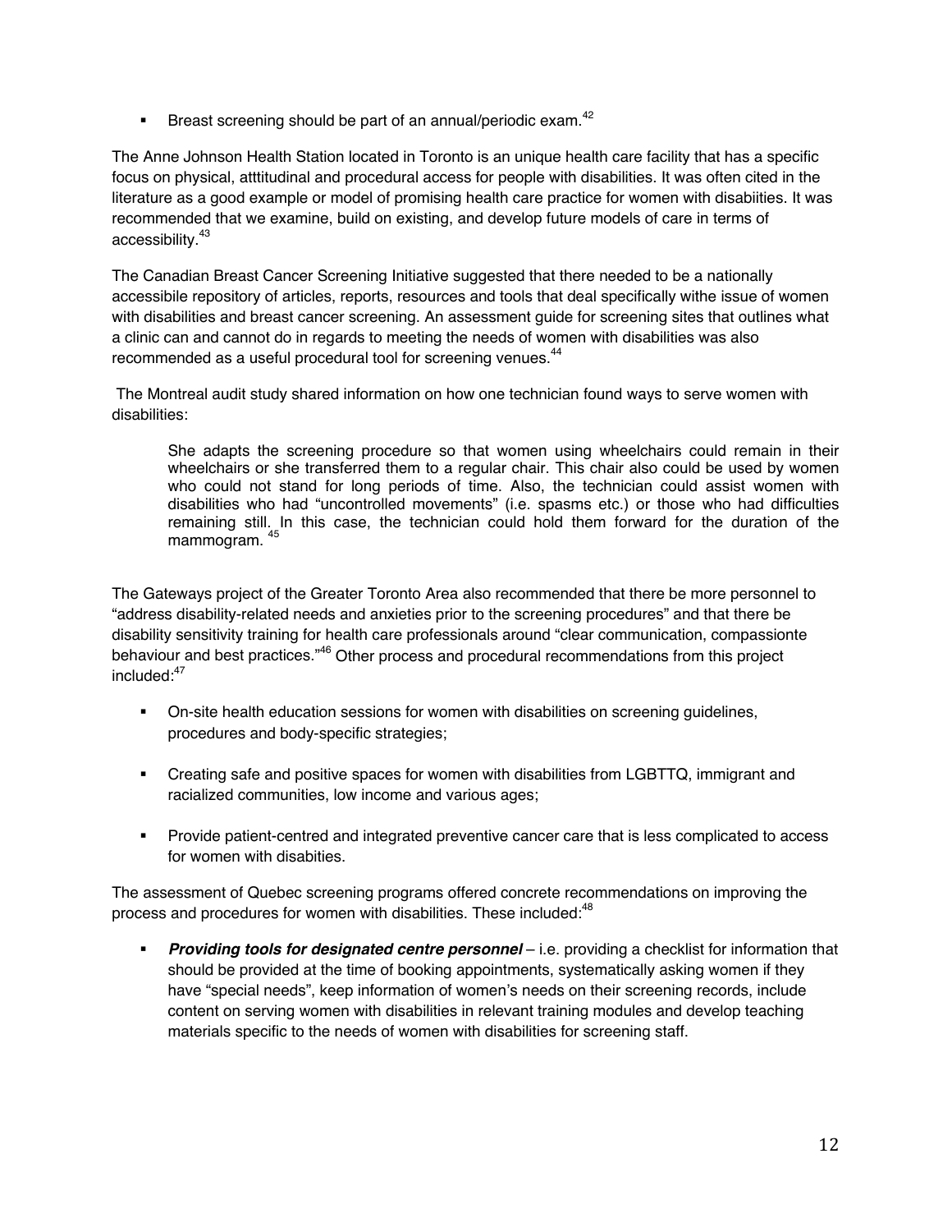- Breast screening should be part of an annual/periodic exam.[42]

The Anne Johnson Health Station located in Toronto is an unique health care facility that has a specific focus on physical, atttitudinal and procedural access for people with disabilities. It was often cited in the literature as a good example or model of promising health care practice for women with disabiities. It was recommended that we examine, build on existing, and develop future models of care in terms of accessibility.[43]

The Canadian Breast Cancer Screening Initiative suggested that there needed to be a nationally accessibile repository of articles, reports, resources and tools that deal specifically withe issue of women with disabilities and breast cancer screening. An assessment guide for screening sites that outlines what a clinic can and cannot do in regards to meeting the needs of women with disabilities was also recommended as a useful procedural tool for screening venues.[44]

The Montreal audit study shared information on how one technician found ways to serve women with disabilities:

> She adapts the screening procedure so that women using wheelchairs could remain in their wheelchairs or she transferred them to a regular chair. This chair also could be used by women who could not stand for long periods of time. Also, the technician could assist women with disabilities who had "uncontrolled movements" (i.e. spasms etc.) or those who had difficulties remaining still. In this case, the technician could hold them forward for the duration of the mammogram. [45]

The Gateways project of the Greater Toronto Area also recommended that there be more personnel to "address disability-related needs and anxieties prior to the screening procedures" and that there be disability sensitivity training for health care professionals around "clear communication, compassionte behaviour and best practices."[46] Other process and procedural recommendations from this project included:[47]

- On-site health education sessions for women with disabilities on screening guidelines, procedures and body-specific strategies;
- Creating safe and positive spaces for women with disabilities from LGBTTQ, immigrant and racialized communities, low income and various ages;
- Provide patient-centred and integrated preventive cancer care that is less complicated to access for women with disabities.

The assessment of Quebec screening programs offered concrete recommendations on improving the process and procedures for women with disabilities. These included:[48]

- ***Providing tools for designated centre personnel*** – i.e. providing a checklist for information that should be provided at the time of booking appointments, systematically asking women if they have "special needs", keep information of women's needs on their screening records, include content on serving women with disabilities in relevant training modules and develop teaching materials specific to the needs of women with disabilities for screening staff.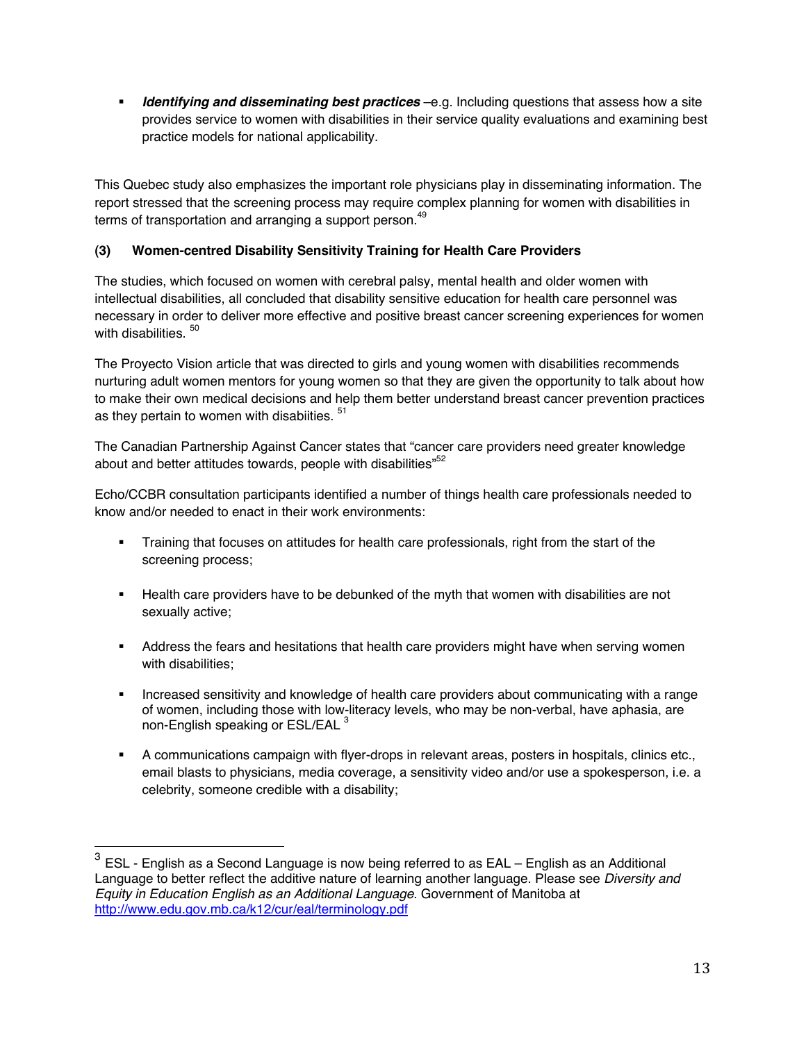- ***Identifying and disseminating best practices*** –e.g. Including questions that assess how a site provides service to women with disabilities in their service quality evaluations and examining best practice models for national applicability.

This Quebec study also emphasizes the important role physicians play in disseminating information. The report stressed that the screening process may require complex planning for women with disabilities in terms of transportation and arranging a support person.[49]

**(3) Women-centred Disability Sensitivity Training for Health Care Providers**

The studies, which focused on women with cerebral palsy, mental health and older women with intellectual disabilities, all concluded that disability sensitive education for health care personnel was necessary in order to deliver more effective and positive breast cancer screening experiences for women with disabilities. [50]

The Proyecto Vision article that was directed to girls and young women with disabilities recommends nurturing adult women mentors for young women so that they are given the opportunity to talk about how to make their own medical decisions and help them better understand breast cancer prevention practices as they pertain to women with disabiities. [51]

The Canadian Partnership Against Cancer states that "cancer care providers need greater knowledge about and better attitudes towards, people with disabilities"[52]

Echo/CCBR consultation participants identified a number of things health care professionals needed to know and/or needed to enact in their work environments:

- Training that focuses on attitudes for health care professionals, right from the start of the screening process;
- Health care providers have to be debunked of the myth that women with disabilities are not sexually active;
- Address the fears and hesitations that health care providers might have when serving women with disabilities;
- Increased sensitivity and knowledge of health care providers about communicating with a range of women, including those with low-literacy levels, who may be non-verbal, have aphasia, are non-English speaking or ESL/EAL [3]
- A communications campaign with flyer-drops in relevant areas, posters in hospitals, clinics etc., email blasts to physicians, media coverage, a sensitivity video and/or use a spokesperson, i.e. a celebrity, someone credible with a disability;

---

[3] ESL - English as a Second Language is now being referred to as EAL – English as an Additional Language to better reflect the additive nature of learning another language. Please see *Diversity and Equity in Education English as an Additional Language*. Government of Manitoba at http://www.edu.gov.mb.ca/k12/cur/eal/terminology.pdf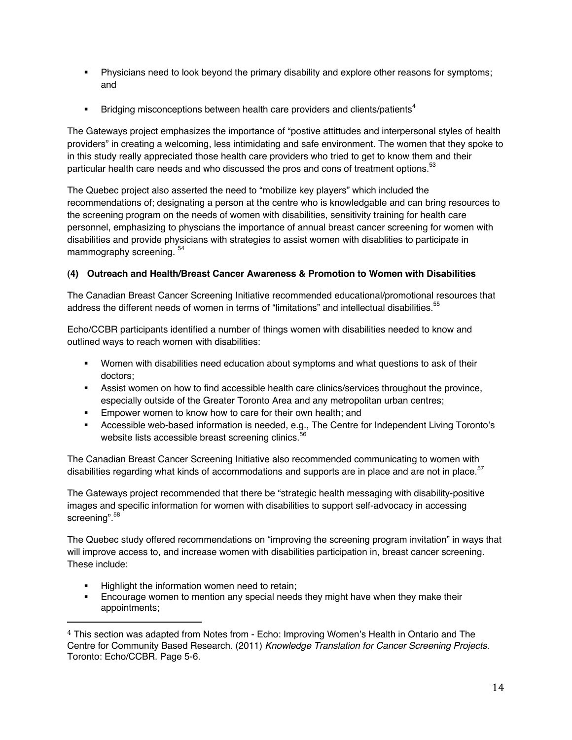- Physicians need to look beyond the primary disability and explore other reasons for symptoms; and
- Bridging misconceptions between health care providers and clients/patients[4]

The Gateways project emphasizes the importance of "postive attittudes and interpersonal styles of health providers" in creating a welcoming, less intimidating and safe environment. The women that they spoke to in this study really appreciated those health care providers who tried to get to know them and their particular health care needs and who discussed the pros and cons of treatment options.[53]

The Quebec project also asserted the need to "mobilize key players" which included the recommendations of; designating a person at the centre who is knowledgable and can bring resources to the screening program on the needs of women with disabilities, sensitivity training for health care personnel, emphasizing to physcians the importance of annual breast cancer screening for women with disabilities and provide physicians with strategies to assist women with disablities to participate in mammography screening. [54]

**(4) Outreach and Health/Breast Cancer Awareness & Promotion to Women with Disabilities**

The Canadian Breast Cancer Screening Initiative recommended educational/promotional resources that address the different needs of women in terms of "limitations" and intellectual disabilities.[55]

Echo/CCBR participants identified a number of things women with disabilities needed to know and outlined ways to reach women with disabilities:

- Women with disabilities need education about symptoms and what questions to ask of their doctors;
- Assist women on how to find accessible health care clinics/services throughout the province, especially outside of the Greater Toronto Area and any metropolitan urban centres;
- Empower women to know how to care for their own health; and
- Accessible web-based information is needed, e.g., The Centre for Independent Living Toronto's website lists accessible breast screening clinics.[56]

The Canadian Breast Cancer Screening Initiative also recommended communicating to women with disabilities regarding what kinds of accommodations and supports are in place and are not in place.[57]

The Gateways project recommended that there be "strategic health messaging with disability-positive images and specific information for women with disabilities to support self-advocacy in accessing screening".[58]

The Quebec study offered recommendations on "improving the screening program invitation" in ways that will improve access to, and increase women with disabilities participation in, breast cancer screening. These include:

- Highlight the information women need to retain;
- Encourage women to mention any special needs they might have when they make their appointments;

---

[4] This section was adapted from Notes from - Echo: Improving Women's Health in Ontario and The Centre for Community Based Research. (2011) *Knowledge Translation for Cancer Screening Projects*. Toronto: Echo/CCBR. Page 5-6.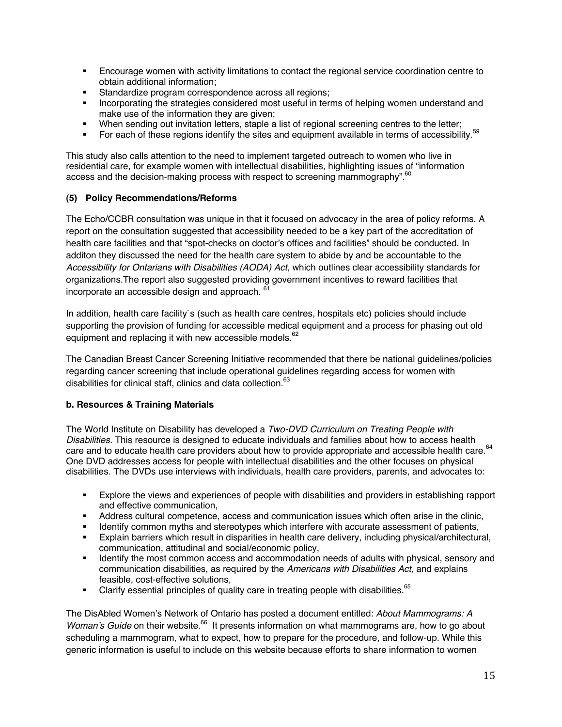- Encourage women with activity limitations to contact the regional service coordination centre to obtain additional information;
- Standardize program correspondence across all regions;
- Incorporating the strategies considered most useful in terms of helping women understand and make use of the information they are given;
- When sending out invitation letters, staple a list of regional screening centres to the letter;
- For each of these regions identify the sites and equipment available in terms of accessibility.[59]

This study also calls attention to the need to implement targeted outreach to women who live in residential care, for example women with intellectual disabilities, highlighting issues of "information access and the decision-making process with respect to screening mammography".[60]

**(5) Policy Recommendations/Reforms**

The Echo/CCBR consultation was unique in that it focused on advocacy in the area of policy reforms. A report on the consultation suggested that accessibility needed to be a key part of the accreditation of health care facilities and that "spot-checks on doctor's offices and facilities" should be conducted. In additon they discussed the need for the health care system to abide by and be accountable to the *Accessibility for Ontarians with Disabilities (AODA) Act,* which outlines clear accessibility standards for organizations.The report also suggested providing government incentives to reward facilities that incorporate an accessible design and approach. [61]

In addition, health care facility`s (such as health care centres, hospitals etc) policies should include supporting the provision of funding for accessible medical equipment and a process for phasing out old equipment and replacing it with new accessible models.[62]

The Canadian Breast Cancer Screening Initiative recommended that there be national guidelines/policies regarding cancer screening that include operational guidelines regarding access for women with disabilities for clinical staff, clinics and data collection.[63]

**b. Resources & Training Materials**

The World Institute on Disability has developed a *Two-DVD Curriculum on Treating People with Disabilities*. This resource is designed to educate individuals and families about how to access health care and to educate health care providers about how to provide appropriate and accessible health care.[64] One DVD addresses access for people with intellectual disabilities and the other focuses on physical disabilities. The DVDs use interviews with individuals, health care providers, parents, and advocates to:

- Explore the views and experiences of people with disabilities and providers in establishing rapport and effective communication,
- Address cultural competence, access and communication issues which often arise in the clinic,
- Identify common myths and stereotypes which interfere with accurate assessment of patients,
- Explain barriers which result in disparities in health care delivery, including physical/architectural, communication, attitudinal and social/economic policy,
- Identify the most common access and accommodation needs of adults with physical, sensory and communication disabilities, as required by the *Americans with Disabilities Act,* and explains feasible, cost-effective solutions,
- Clarify essential principles of quality care in treating people with disabilities.[65]

The DisAbled Women's Network of Ontario has posted a document entitled: *About Mammograms: A Woman's Guide* on their website.[66] It presents information on what mammograms are, how to go about scheduling a mammogram, what to expect, how to prepare for the procedure, and follow-up. While this generic information is useful to include on this website because efforts to share information to women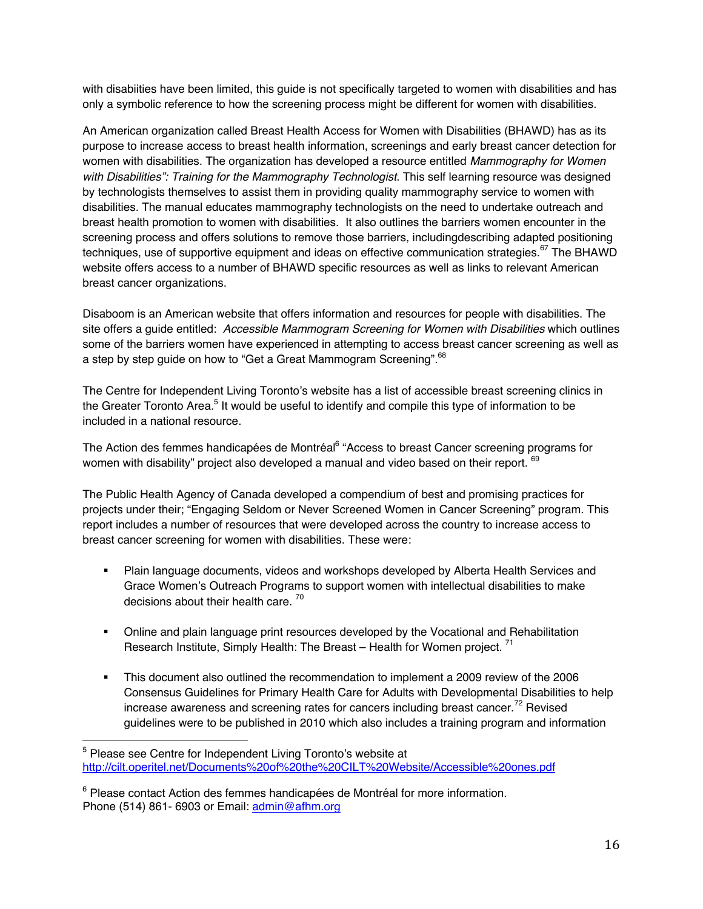with disabiities have been limited, this guide is not specifically targeted to women with disabilities and has only a symbolic reference to how the screening process might be different for women with disabilities.

An American organization called Breast Health Access for Women with Disabilities (BHAWD) has as its purpose to increase access to breast health information, screenings and early breast cancer detection for women with disabilities. The organization has developed a resource entitled *Mammography for Women with Disabilities": Training for the Mammography Technologist*. This self learning resource was designed by technologists themselves to assist them in providing quality mammography service to women with disabilities. The manual educates mammography technologists on the need to undertake outreach and breast health promotion to women with disabilities. It also outlines the barriers women encounter in the screening process and offers solutions to remove those barriers, includingdescribing adapted positioning techniques, use of supportive equipment and ideas on effective communication strategies.[67] The BHAWD website offers access to a number of BHAWD specific resources as well as links to relevant American breast cancer organizations.

Disaboom is an American website that offers information and resources for people with disabilities. The site offers a guide entitled: *Accessible Mammogram Screening for Women with Disabilities* which outlines some of the barriers women have experienced in attempting to access breast cancer screening as well as a step by step guide on how to "Get a Great Mammogram Screening".[68]

The Centre for Independent Living Toronto's website has a list of accessible breast screening clinics in the Greater Toronto Area.[5] It would be useful to identify and compile this type of information to be included in a national resource.

The Action des femmes handicapées de Montréal[6] "Access to breast Cancer screening programs for women with disability" project also developed a manual and video based on their report. [69]

The Public Health Agency of Canada developed a compendium of best and promising practices for projects under their; "Engaging Seldom or Never Screened Women in Cancer Screening" program. This report includes a number of resources that were developed across the country to increase access to breast cancer screening for women with disabilities. These were:

- Plain language documents, videos and workshops developed by Alberta Health Services and Grace Women's Outreach Programs to support women with intellectual disabilities to make decisions about their health care. [70]
- Online and plain language print resources developed by the Vocational and Rehabilitation Research Institute, Simply Health: The Breast – Health for Women project. [71]
- This document also outlined the recommendation to implement a 2009 review of the 2006 Consensus Guidelines for Primary Health Care for Adults with Developmental Disabilities to help increase awareness and screening rates for cancers including breast cancer.[72] Revised guidelines were to be published in 2010 which also includes a training program and information

[5] Please see Centre for Independent Living Toronto's website at http://cilt.operitel.net/Documents%20of%20the%20CILT%20Website/Accessible%20ones.pdf

[6] Please contact Action des femmes handicapées de Montréal for more information. Phone (514) 861- 6903 or Email: admin@afhm.org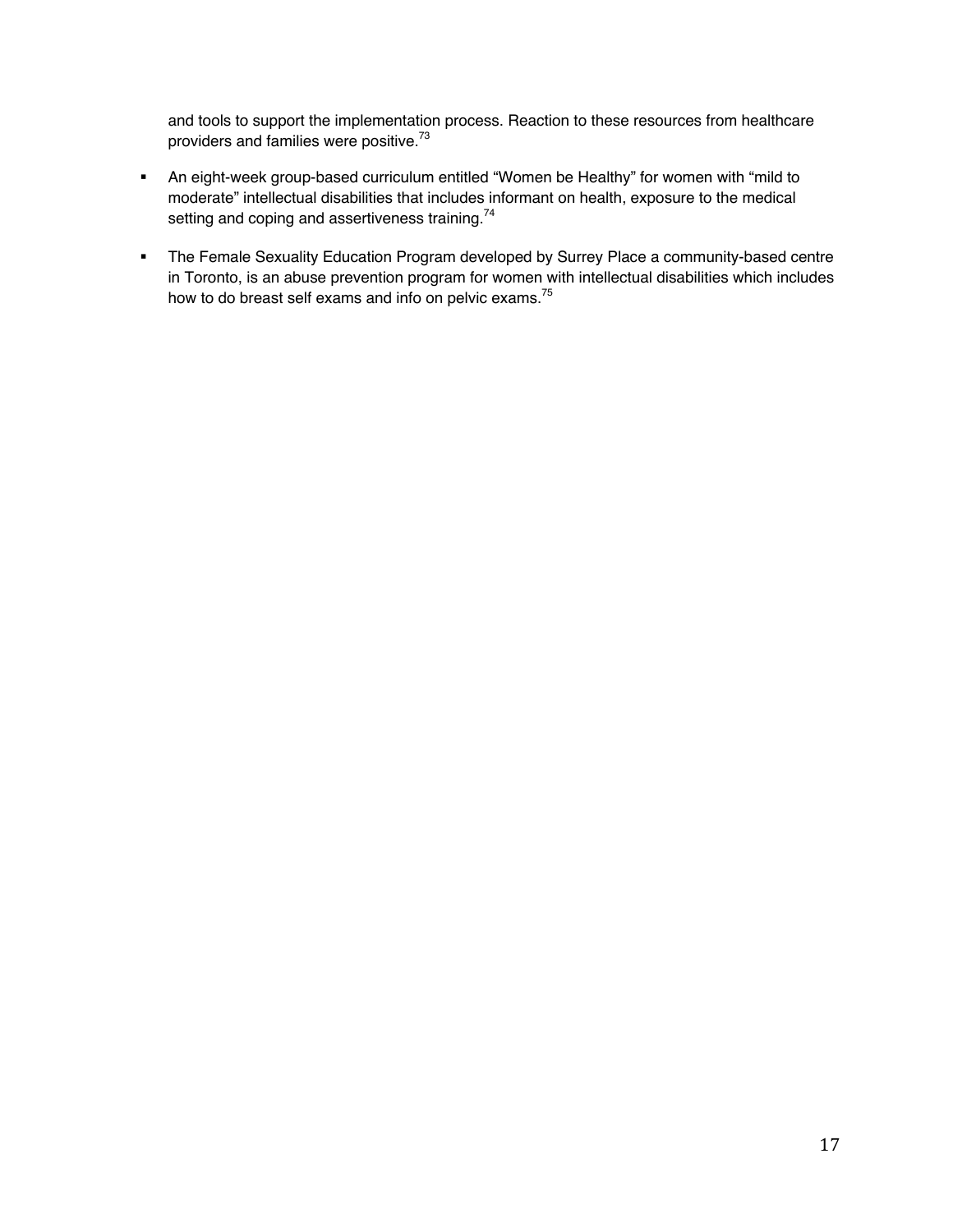and tools to support the implementation process. Reaction to these resources from healthcare providers and families were positive.[73]

- An eight-week group-based curriculum entitled "Women be Healthy" for women with "mild to moderate" intellectual disabilities that includes informant on health, exposure to the medical setting and coping and assertiveness training.[74]

- The Female Sexuality Education Program developed by Surrey Place a community-based centre in Toronto, is an abuse prevention program for women with intellectual disabilities which includes how to do breast self exams and info on pelvic exams.[75]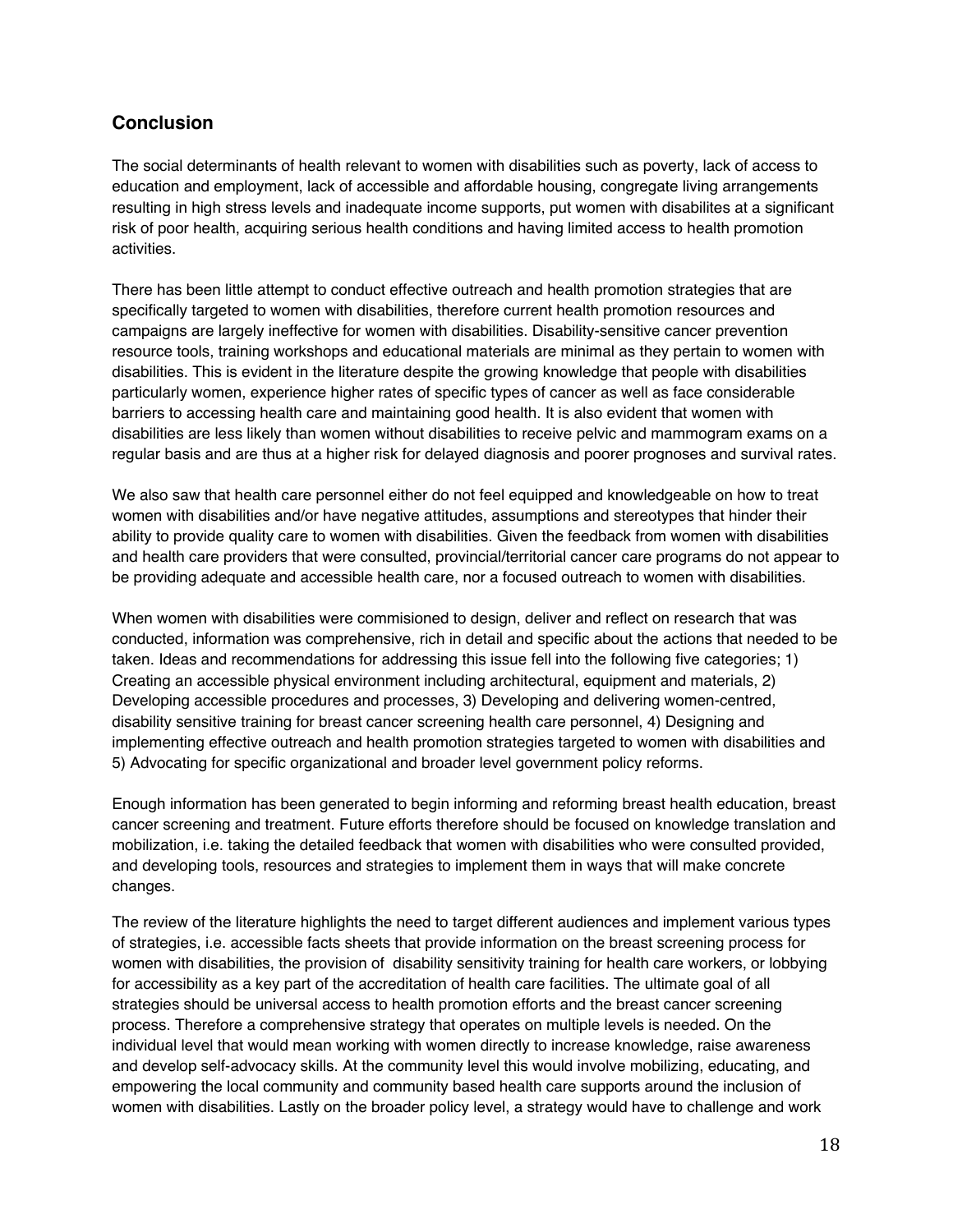## Conclusion

The social determinants of health relevant to women with disabilities such as poverty, lack of access to education and employment, lack of accessible and affordable housing, congregate living arrangements resulting in high stress levels and inadequate income supports, put women with disabilites at a significant risk of poor health, acquiring serious health conditions and having limited access to health promotion activities.

There has been little attempt to conduct effective outreach and health promotion strategies that are specifically targeted to women with disabilities, therefore current health promotion resources and campaigns are largely ineffective for women with disabilities. Disability-sensitive cancer prevention resource tools, training workshops and educational materials are minimal as they pertain to women with disabilities. This is evident in the literature despite the growing knowledge that people with disabilities particularly women, experience higher rates of specific types of cancer as well as face considerable barriers to accessing health care and maintaining good health. It is also evident that women with disabilities are less likely than women without disabilities to receive pelvic and mammogram exams on a regular basis and are thus at a higher risk for delayed diagnosis and poorer prognoses and survival rates.

We also saw that health care personnel either do not feel equipped and knowledgeable on how to treat women with disabilities and/or have negative attitudes, assumptions and stereotypes that hinder their ability to provide quality care to women with disabilities. Given the feedback from women with disabilities and health care providers that were consulted, provincial/territorial cancer care programs do not appear to be providing adequate and accessible health care, nor a focused outreach to women with disabilities.

When women with disabilities were commisioned to design, deliver and reflect on research that was conducted, information was comprehensive, rich in detail and specific about the actions that needed to be taken. Ideas and recommendations for addressing this issue fell into the following five categories; 1) Creating an accessible physical environment including architectural, equipment and materials, 2) Developing accessible procedures and processes, 3) Developing and delivering women-centred, disability sensitive training for breast cancer screening health care personnel, 4) Designing and implementing effective outreach and health promotion strategies targeted to women with disabilities and 5) Advocating for specific organizational and broader level government policy reforms.

Enough information has been generated to begin informing and reforming breast health education, breast cancer screening and treatment. Future efforts therefore should be focused on knowledge translation and mobilization, i.e. taking the detailed feedback that women with disabilities who were consulted provided, and developing tools, resources and strategies to implement them in ways that will make concrete changes.

The review of the literature highlights the need to target different audiences and implement various types of strategies, i.e. accessible facts sheets that provide information on the breast screening process for women with disabilities, the provision of disability sensitivity training for health care workers, or lobbying for accessibility as a key part of the accreditation of health care facilities. The ultimate goal of all strategies should be universal access to health promotion efforts and the breast cancer screening process. Therefore a comprehensive strategy that operates on multiple levels is needed. On the individual level that would mean working with women directly to increase knowledge, raise awareness and develop self-advocacy skills. At the community level this would involve mobilizing, educating, and empowering the local community and community based health care supports around the inclusion of women with disabilities. Lastly on the broader policy level, a strategy would have to challenge and work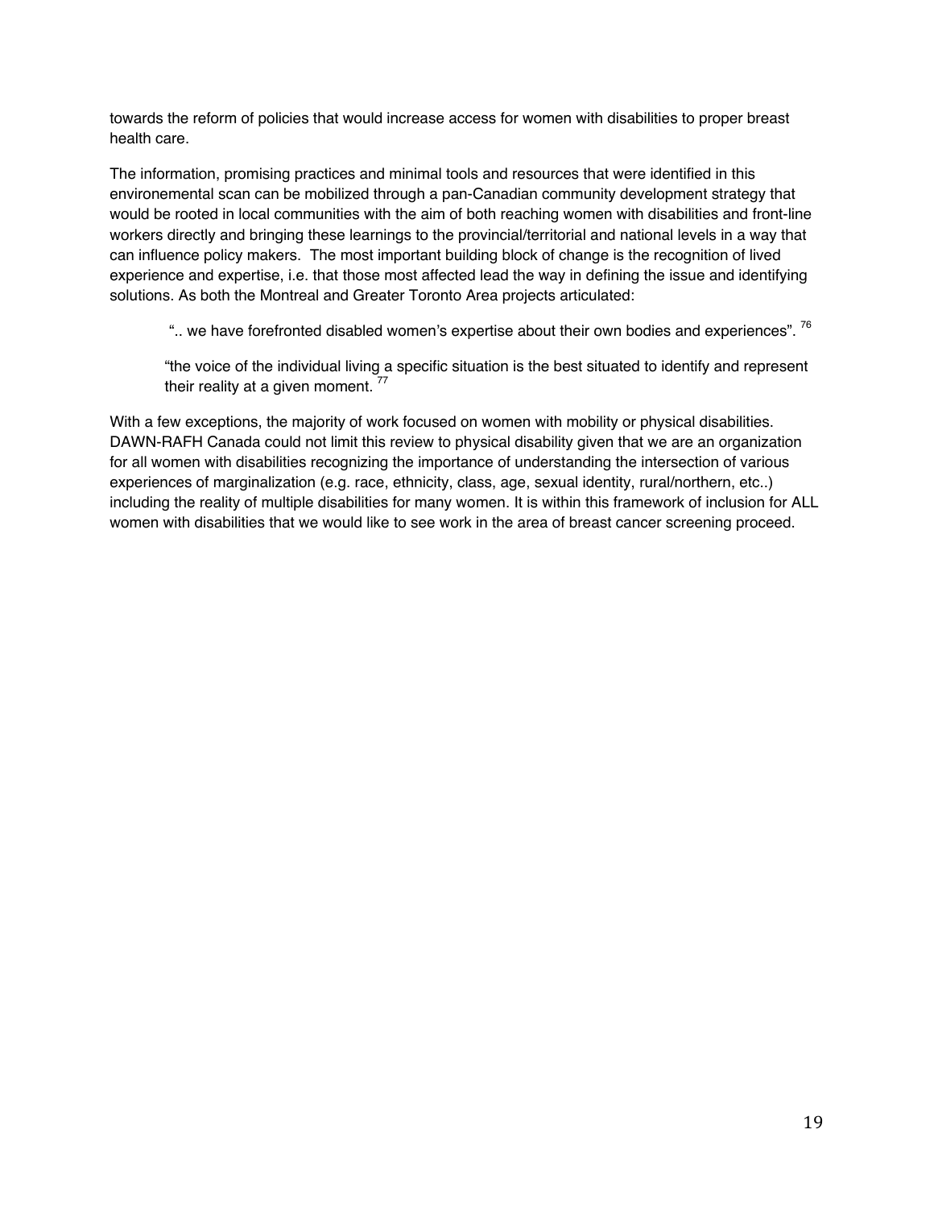towards the reform of policies that would increase access for women with disabilities to proper breast health care.

The information, promising practices and minimal tools and resources that were identified in this environemental scan can be mobilized through a pan-Canadian community development strategy that would be rooted in local communities with the aim of both reaching women with disabilities and front-line workers directly and bringing these learnings to the provincial/territorial and national levels in a way that can influence policy makers. The most important building block of change is the recognition of lived experience and expertise, i.e. that those most affected lead the way in defining the issue and identifying solutions. As both the Montreal and Greater Toronto Area projects articulated:

> ".. we have forefronted disabled women's expertise about their own bodies and experiences". [76]
>
> "the voice of the individual living a specific situation is the best situated to identify and represent their reality at a given moment. [77]

With a few exceptions, the majority of work focused on women with mobility or physical disabilities. DAWN-RAFH Canada could not limit this review to physical disability given that we are an organization for all women with disabilities recognizing the importance of understanding the intersection of various experiences of marginalization (e.g. race, ethnicity, class, age, sexual identity, rural/northern, etc..) including the reality of multiple disabilities for many women. It is within this framework of inclusion for ALL women with disabilities that we would like to see work in the area of breast cancer screening proceed.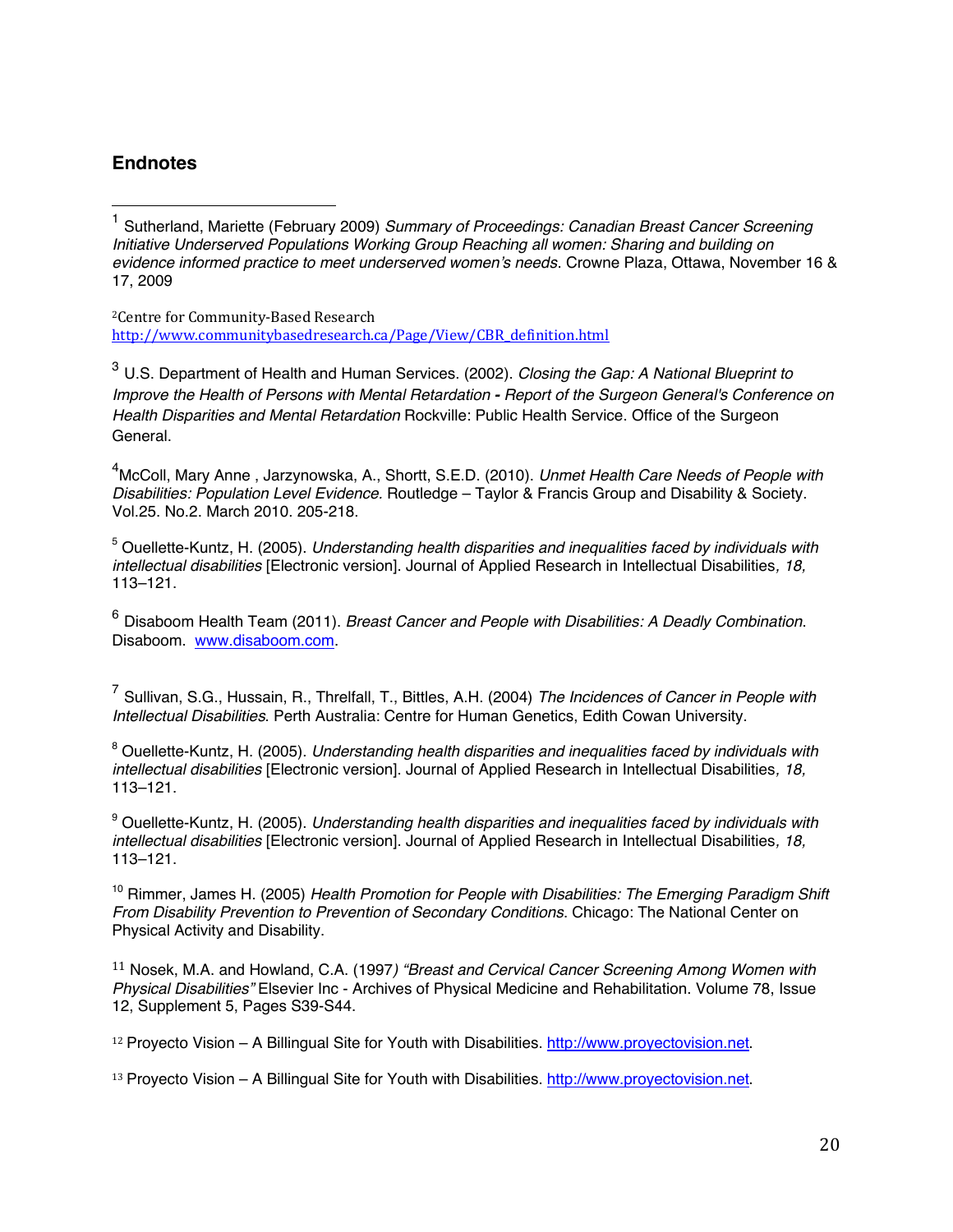## Endnotes

[1] Sutherland, Mariette (February 2009) *Summary of Proceedings: Canadian Breast Cancer Screening Initiative Underserved Populations Working Group Reaching all women: Sharing and building on evidence informed practice to meet underserved women's needs*. Crowne Plaza, Ottawa, November 16 & 17, 2009

[2]Centre for Community-Based Research
http://www.communitybasedresearch.ca/Page/View/CBR_definition.html

[3] U.S. Department of Health and Human Services. (2002). *Closing the Gap: A National Blueprint to Improve the Health of Persons with Mental Retardation* **-** *Report of the Surgeon General's Conference on Health Disparities and Mental Retardation* Rockville: Public Health Service. Office of the Surgeon General.

[4]McColl, Mary Anne , Jarzynowska, A., Shortt, S.E.D. (2010). *Unmet Health Care Needs of People with Disabilities: Population Level Evidence.* Routledge – Taylor & Francis Group and Disability & Society. Vol.25. No.2. March 2010. 205-218.

[5] Ouellette-Kuntz, H. (2005). *Understanding health disparities and inequalities faced by individuals with intellectual disabilities* [Electronic version]. Journal of Applied Research in Intellectual Disabilities*, 18,* 113–121.

[6] Disaboom Health Team (2011). *Breast Cancer and People with Disabilities: A Deadly Combination*. Disaboom. www.disaboom.com.

[7] Sullivan, S.G., Hussain, R., Threlfall, T., Bittles, A.H. (2004) *The Incidences of Cancer in People with Intellectual Disabilities*. Perth Australia: Centre for Human Genetics, Edith Cowan University.

[8] Ouellette-Kuntz, H. (2005). *Understanding health disparities and inequalities faced by individuals with intellectual disabilities* [Electronic version]. Journal of Applied Research in Intellectual Disabilities*, 18,* 113–121.

[9] Ouellette-Kuntz, H. (2005). *Understanding health disparities and inequalities faced by individuals with intellectual disabilities* [Electronic version]. Journal of Applied Research in Intellectual Disabilities*, 18,* 113–121.

[10] Rimmer, James H. (2005) *Health Promotion for People with Disabilities: The Emerging Paradigm Shift From Disability Prevention to Prevention of Secondary Conditions*. Chicago: The National Center on Physical Activity and Disability.

[11] Nosek, M.A. and Howland, C.A. (1997*) "Breast and Cervical Cancer Screening Among Women with Physical Disabilities"* Elsevier Inc - Archives of Physical Medicine and Rehabilitation. Volume 78, Issue 12, Supplement 5, Pages S39-S44.

[12] Proyecto Vision – A Billingual Site for Youth with Disabilities. http://www.proyectovision.net.

[13] Proyecto Vision – A Billingual Site for Youth with Disabilities. http://www.proyectovision.net.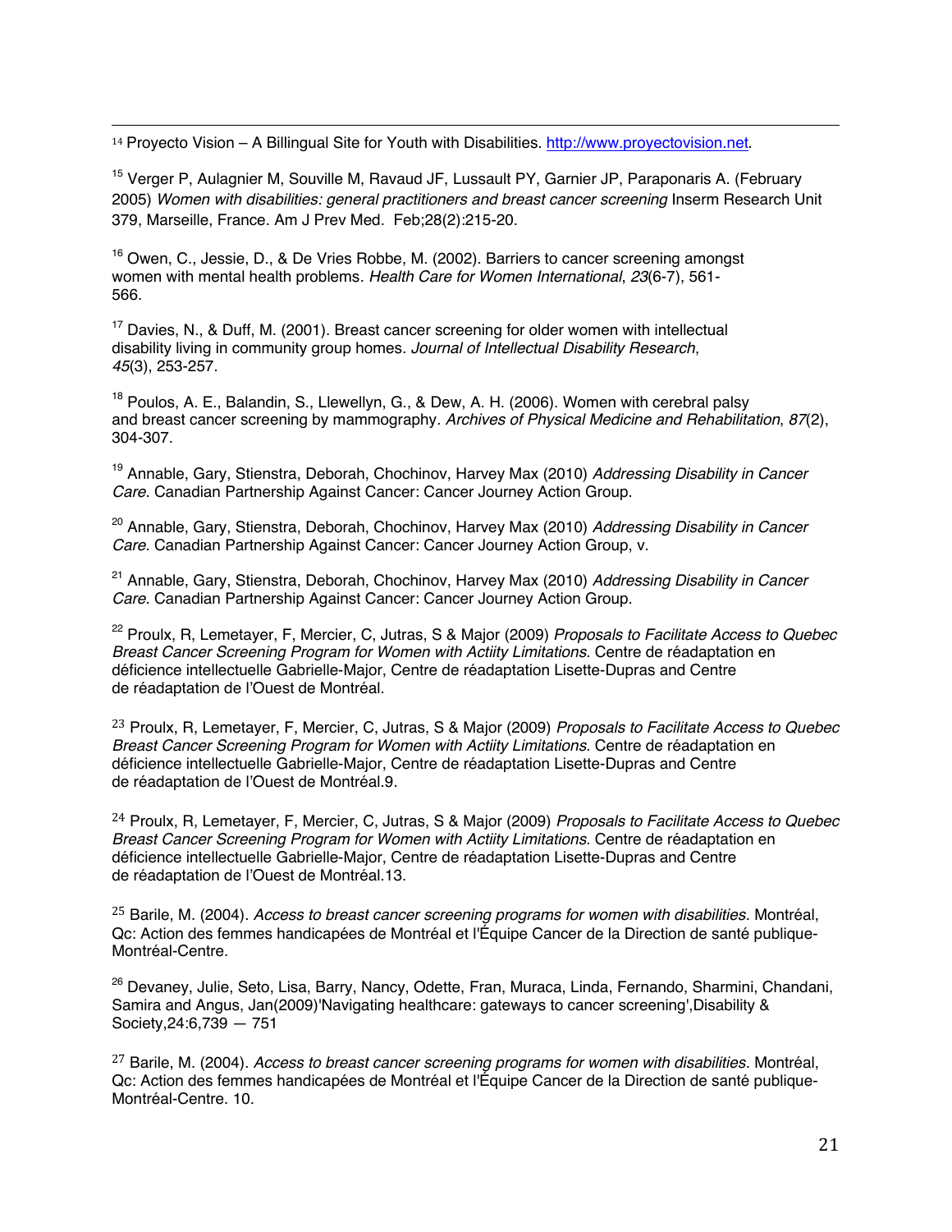[14] Proyecto Vision – A Billingual Site for Youth with Disabilities. http://www.proyectovision.net.

[15] Verger P, Aulagnier M, Souville M, Ravaud JF, Lussault PY, Garnier JP, Paraponaris A. (February 2005) *Women with disabilities: general practitioners and breast cancer screening* Inserm Research Unit 379, Marseille, France. Am J Prev Med. Feb;28(2):215-20.

[16] Owen, C., Jessie, D., & De Vries Robbe, M. (2002). Barriers to cancer screening amongst women with mental health problems. *Health Care for Women International*, *23*(6-7), 561-566.

[17] Davies, N., & Duff, M. (2001). Breast cancer screening for older women with intellectual disability living in community group homes. *Journal of Intellectual Disability Research*, *45*(3), 253-257.

[18] Poulos, A. E., Balandin, S., Llewellyn, G., & Dew, A. H. (2006). Women with cerebral palsy and breast cancer screening by mammography. *Archives of Physical Medicine and Rehabilitation*, *87*(2), 304-307.

[19] Annable, Gary, Stienstra, Deborah, Chochinov, Harvey Max (2010) *Addressing Disability in Cancer Care*. Canadian Partnership Against Cancer: Cancer Journey Action Group.

[20] Annable, Gary, Stienstra, Deborah, Chochinov, Harvey Max (2010) *Addressing Disability in Cancer Care*. Canadian Partnership Against Cancer: Cancer Journey Action Group, v.

[21] Annable, Gary, Stienstra, Deborah, Chochinov, Harvey Max (2010) *Addressing Disability in Cancer Care*. Canadian Partnership Against Cancer: Cancer Journey Action Group.

[22] Proulx, R, Lemetayer, F, Mercier, C, Jutras, S & Major (2009) *Proposals to Facilitate Access to Quebec Breast Cancer Screening Program for Women with Actiity Limitations*. Centre de réadaptation en déficience intellectuelle Gabrielle-Major, Centre de réadaptation Lisette-Dupras and Centre de réadaptation de l'Ouest de Montréal.

[23] Proulx, R, Lemetayer, F, Mercier, C, Jutras, S & Major (2009) *Proposals to Facilitate Access to Quebec Breast Cancer Screening Program for Women with Actiity Limitations*. Centre de réadaptation en déficience intellectuelle Gabrielle-Major, Centre de réadaptation Lisette-Dupras and Centre de réadaptation de l'Ouest de Montréal.9.

[24] Proulx, R, Lemetayer, F, Mercier, C, Jutras, S & Major (2009) *Proposals to Facilitate Access to Quebec Breast Cancer Screening Program for Women with Actiity Limitations*. Centre de réadaptation en déficience intellectuelle Gabrielle-Major, Centre de réadaptation Lisette-Dupras and Centre de réadaptation de l'Ouest de Montréal.13.

[25] Barile, M. (2004). *Access to breast cancer screening programs for women with disabilities*. Montréal, Qc: Action des femmes handicapées de Montréal et l'Équipe Cancer de la Direction de santé publique-Montréal-Centre.

[26] Devaney, Julie, Seto, Lisa, Barry, Nancy, Odette, Fran, Muraca, Linda, Fernando, Sharmini, Chandani, Samira and Angus, Jan(2009)'Navigating healthcare: gateways to cancer screening',Disability & Society,24:6,739 — 751

[27] Barile, M. (2004). *Access to breast cancer screening programs for women with disabilities*. Montréal, Qc: Action des femmes handicapées de Montréal et l'Équipe Cancer de la Direction de santé publique-Montréal-Centre. 10.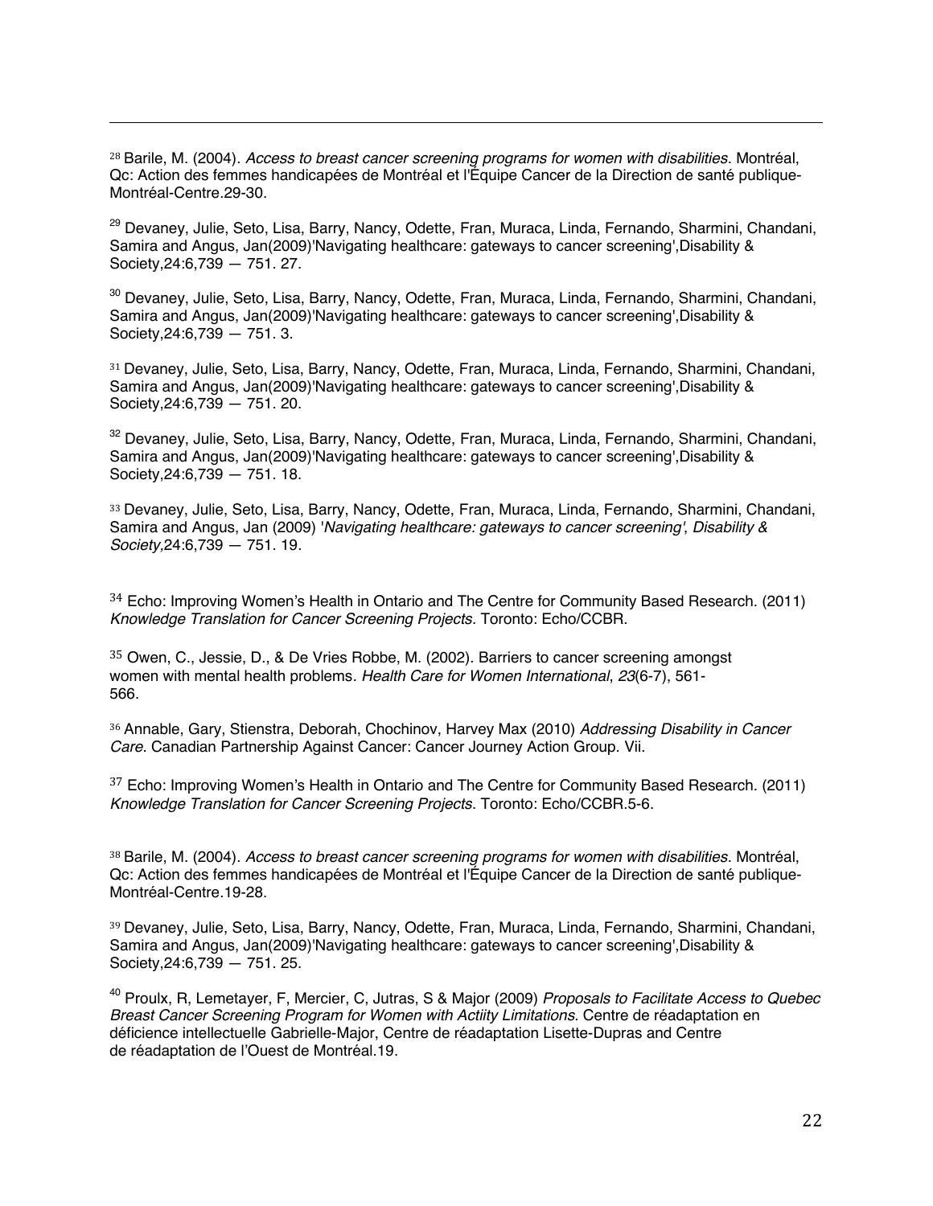[28] Barile, M. (2004). *Access to breast cancer screening programs for women with disabilities*. Montréal, Qc: Action des femmes handicapées de Montréal et l'Équipe Cancer de la Direction de santé publique-Montréal-Centre.29-30.

[29] Devaney, Julie, Seto, Lisa, Barry, Nancy, Odette, Fran, Muraca, Linda, Fernando, Sharmini, Chandani, Samira and Angus, Jan(2009)'Navigating healthcare: gateways to cancer screening',Disability & Society,24:6,739 — 751. 27.

[30] Devaney, Julie, Seto, Lisa, Barry, Nancy, Odette, Fran, Muraca, Linda, Fernando, Sharmini, Chandani, Samira and Angus, Jan(2009)'Navigating healthcare: gateways to cancer screening',Disability & Society,24:6,739 — 751. 3.

[31] Devaney, Julie, Seto, Lisa, Barry, Nancy, Odette, Fran, Muraca, Linda, Fernando, Sharmini, Chandani, Samira and Angus, Jan(2009)'Navigating healthcare: gateways to cancer screening',Disability & Society,24:6,739 — 751. 20.

[32] Devaney, Julie, Seto, Lisa, Barry, Nancy, Odette, Fran, Muraca, Linda, Fernando, Sharmini, Chandani, Samira and Angus, Jan(2009)'Navigating healthcare: gateways to cancer screening',Disability & Society,24:6,739 — 751. 18.

[33] Devaney, Julie, Seto, Lisa, Barry, Nancy, Odette, Fran, Muraca, Linda, Fernando, Sharmini, Chandani, Samira and Angus, Jan (2009) '*Navigating healthcare: gateways to cancer screening'*, *Disability & Society*,24:6,739 — 751. 19.

[34] Echo: Improving Women's Health in Ontario and The Centre for Community Based Research. (2011) *Knowledge Translation for Cancer Screening Projects*. Toronto: Echo/CCBR.

[35] Owen, C., Jessie, D., & De Vries Robbe, M. (2002). Barriers to cancer screening amongst women with mental health problems. *Health Care for Women International*, *23*(6-7), 561-566.

[36] Annable, Gary, Stienstra, Deborah, Chochinov, Harvey Max (2010) *Addressing Disability in Cancer Care*. Canadian Partnership Against Cancer: Cancer Journey Action Group. Vii.

[37] Echo: Improving Women's Health in Ontario and The Centre for Community Based Research. (2011) *Knowledge Translation for Cancer Screening Projects*. Toronto: Echo/CCBR.5-6.

[38] Barile, M. (2004). *Access to breast cancer screening programs for women with disabilities*. Montréal, Qc: Action des femmes handicapées de Montréal et l'Équipe Cancer de la Direction de santé publique-Montréal-Centre.19-28.

[39] Devaney, Julie, Seto, Lisa, Barry, Nancy, Odette, Fran, Muraca, Linda, Fernando, Sharmini, Chandani, Samira and Angus, Jan(2009)'Navigating healthcare: gateways to cancer screening',Disability & Society,24:6,739 — 751. 25.

[40] Proulx, R, Lemetayer, F, Mercier, C, Jutras, S & Major (2009) *Proposals to Facilitate Access to Quebec Breast Cancer Screening Program for Women with Actiity Limitations*. Centre de réadaptation en déficience intellectuelle Gabrielle-Major, Centre de réadaptation Lisette-Dupras and Centre de réadaptation de l'Ouest de Montréal.19.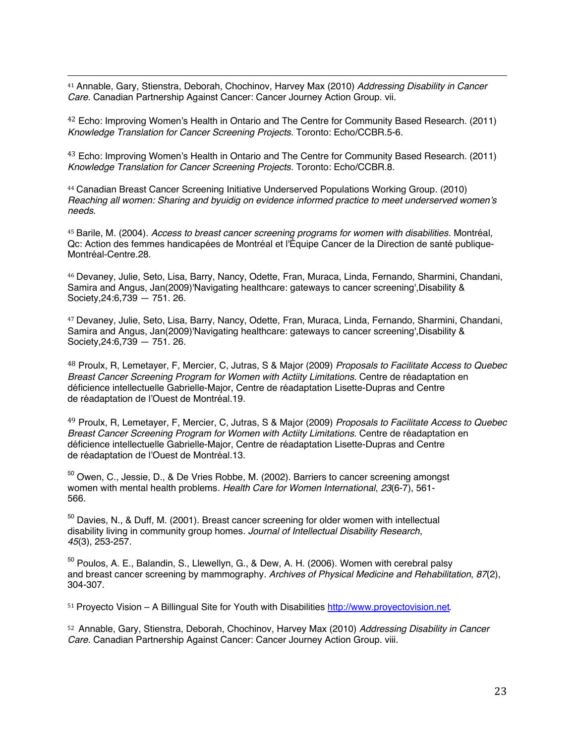[41] Annable, Gary, Stienstra, Deborah, Chochinov, Harvey Max (2010) *Addressing Disability in Cancer Care*. Canadian Partnership Against Cancer: Cancer Journey Action Group. vii.

[42] Echo: Improving Women's Health in Ontario and The Centre for Community Based Research. (2011) *Knowledge Translation for Cancer Screening Projects*. Toronto: Echo/CCBR.5-6.

[43] Echo: Improving Women's Health in Ontario and The Centre for Community Based Research. (2011) *Knowledge Translation for Cancer Screening Projects*. Toronto: Echo/CCBR.8.

[44] Canadian Breast Cancer Screening Initiative Underserved Populations Working Group. (2010) *Reaching all women: Sharing and byuidig on evidence informed practice to meet underserved women's needs*.

[45] Barile, M. (2004). *Access to breast cancer screening programs for women with disabilities*. Montréal, Qc: Action des femmes handicapées de Montréal et l'Équipe Cancer de la Direction de santé publique-Montréal-Centre.28.

[46] Devaney, Julie, Seto, Lisa, Barry, Nancy, Odette, Fran, Muraca, Linda, Fernando, Sharmini, Chandani, Samira and Angus, Jan(2009)'Navigating healthcare: gateways to cancer screening',Disability & Society,24:6,739 — 751. 26.

[47] Devaney, Julie, Seto, Lisa, Barry, Nancy, Odette, Fran, Muraca, Linda, Fernando, Sharmini, Chandani, Samira and Angus, Jan(2009)'Navigating healthcare: gateways to cancer screening',Disability & Society,24:6,739 — 751. 26.

[48] Proulx, R, Lemetayer, F, Mercier, C, Jutras, S & Major (2009) *Proposals to Facilitate Access to Quebec Breast Cancer Screening Program for Women with Actiity Limitations*. Centre de réadaptation en déficience intellectuelle Gabrielle-Major, Centre de réadaptation Lisette-Dupras and Centre de réadaptation de l'Ouest de Montréal.19.

[49] Proulx, R, Lemetayer, F, Mercier, C, Jutras, S & Major (2009) *Proposals to Facilitate Access to Quebec Breast Cancer Screening Program for Women with Actiity Limitations*. Centre de réadaptation en déficience intellectuelle Gabrielle-Major, Centre de réadaptation Lisette-Dupras and Centre de réadaptation de l'Ouest de Montréal.13.

[50] Owen, C., Jessie, D., & De Vries Robbe, M. (2002). Barriers to cancer screening amongst women with mental health problems. *Health Care for Women International*, *23*(6-7), 561-566.

[50] Davies, N., & Duff, M. (2001). Breast cancer screening for older women with intellectual disability living in community group homes. *Journal of Intellectual Disability Research*, *45*(3), 253-257.

[50] Poulos, A. E., Balandin, S., Llewellyn, G., & Dew, A. H. (2006). Women with cerebral palsy and breast cancer screening by mammography. *Archives of Physical Medicine and Rehabilitation*, *87*(2), 304-307.

[51] Proyecto Vision – A Billingual Site for Youth with Disabilities http://www.proyectovision.net.

[52] Annable, Gary, Stienstra, Deborah, Chochinov, Harvey Max (2010) *Addressing Disability in Cancer Care*. Canadian Partnership Against Cancer: Cancer Journey Action Group. viii.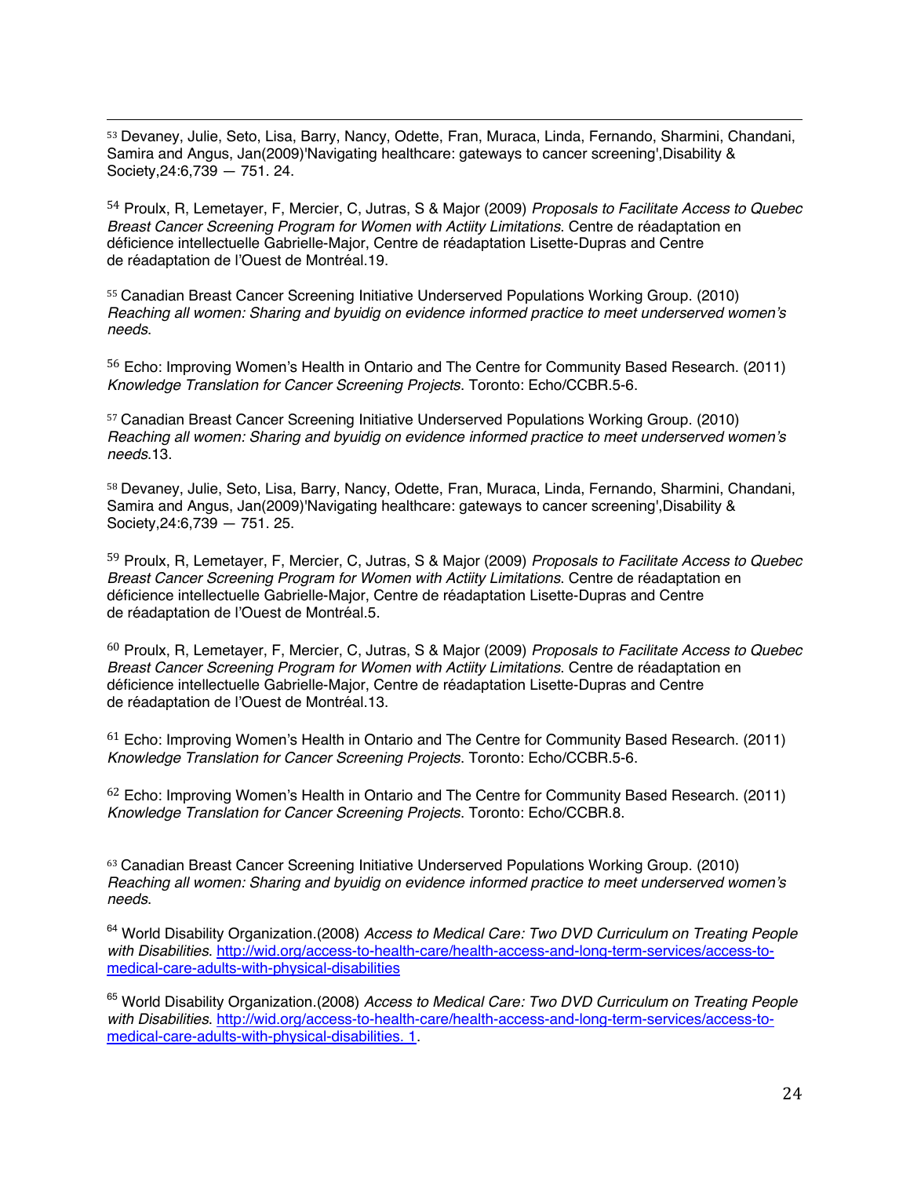[53] Devaney, Julie, Seto, Lisa, Barry, Nancy, Odette, Fran, Muraca, Linda, Fernando, Sharmini, Chandani, Samira and Angus, Jan(2009)'Navigating healthcare: gateways to cancer screening',Disability & Society,24:6,739 — 751. 24.

[54] Proulx, R, Lemetayer, F, Mercier, C, Jutras, S & Major (2009) *Proposals to Facilitate Access to Quebec Breast Cancer Screening Program for Women with Actiity Limitations*. Centre de réadaptation en déficience intellectuelle Gabrielle-Major, Centre de réadaptation Lisette-Dupras and Centre de réadaptation de l'Ouest de Montréal.19.

[55] Canadian Breast Cancer Screening Initiative Underserved Populations Working Group. (2010) *Reaching all women: Sharing and byuidig on evidence informed practice to meet underserved women's needs*.

[56] Echo: Improving Women's Health in Ontario and The Centre for Community Based Research. (2011) *Knowledge Translation for Cancer Screening Projects*. Toronto: Echo/CCBR.5-6.

[57] Canadian Breast Cancer Screening Initiative Underserved Populations Working Group. (2010) *Reaching all women: Sharing and byuidig on evidence informed practice to meet underserved women's needs*.13.

[58] Devaney, Julie, Seto, Lisa, Barry, Nancy, Odette, Fran, Muraca, Linda, Fernando, Sharmini, Chandani, Samira and Angus, Jan(2009)'Navigating healthcare: gateways to cancer screening',Disability & Society,24:6,739 — 751. 25.

[59] Proulx, R, Lemetayer, F, Mercier, C, Jutras, S & Major (2009) *Proposals to Facilitate Access to Quebec Breast Cancer Screening Program for Women with Actiity Limitations*. Centre de réadaptation en déficience intellectuelle Gabrielle-Major, Centre de réadaptation Lisette-Dupras and Centre de réadaptation de l'Ouest de Montréal.5.

[60] Proulx, R, Lemetayer, F, Mercier, C, Jutras, S & Major (2009) *Proposals to Facilitate Access to Quebec Breast Cancer Screening Program for Women with Actiity Limitations*. Centre de réadaptation en déficience intellectuelle Gabrielle-Major, Centre de réadaptation Lisette-Dupras and Centre de réadaptation de l'Ouest de Montréal.13.

[61] Echo: Improving Women's Health in Ontario and The Centre for Community Based Research. (2011) *Knowledge Translation for Cancer Screening Projects*. Toronto: Echo/CCBR.5-6.

[62] Echo: Improving Women's Health in Ontario and The Centre for Community Based Research. (2011) *Knowledge Translation for Cancer Screening Projects*. Toronto: Echo/CCBR.8.

[63] Canadian Breast Cancer Screening Initiative Underserved Populations Working Group. (2010) *Reaching all women: Sharing and byuidig on evidence informed practice to meet underserved women's needs*.

[64] World Disability Organization.(2008) *Access to Medical Care: Two DVD Curriculum on Treating People with Disabilities*. http://wid.org/access-to-health-care/health-access-and-long-term-services/access-to-medical-care-adults-with-physical-disabilities

[65] World Disability Organization.(2008) *Access to Medical Care: Two DVD Curriculum on Treating People with Disabilities*. http://wid.org/access-to-health-care/health-access-and-long-term-services/access-to-medical-care-adults-with-physical-disabilities. 1.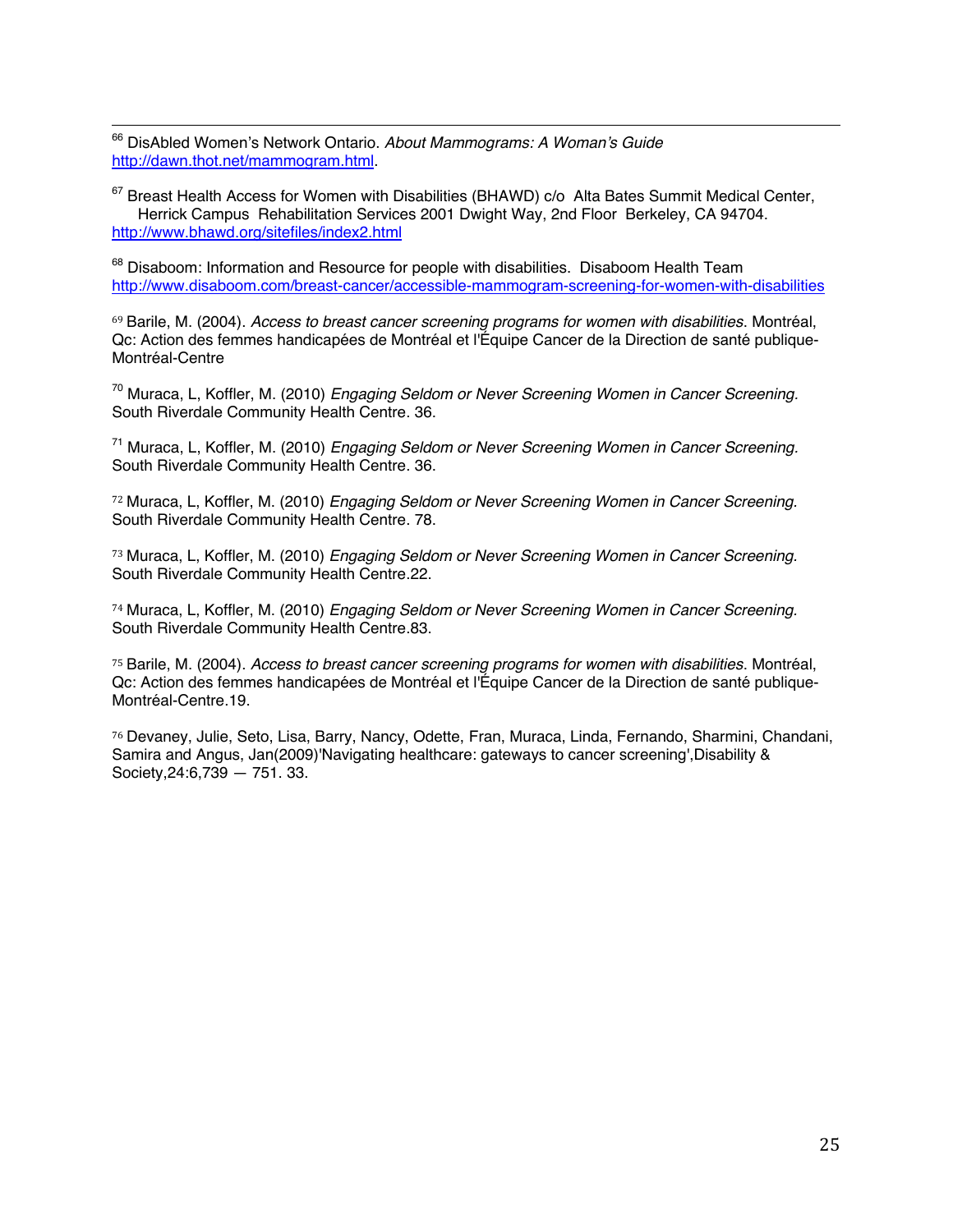[66] DisAbled Women's Network Ontario. *About Mammograms: A Woman's Guide* http://dawn.thot.net/mammogram.html.

[67] Breast Health Access for Women with Disabilities (BHAWD) c/o Alta Bates Summit Medical Center, Herrick Campus Rehabilitation Services 2001 Dwight Way, 2nd Floor Berkeley, CA 94704. http://www.bhawd.org/sitefiles/index2.html

[68] Disaboom: Information and Resource for people with disabilities. Disaboom Health Team http://www.disaboom.com/breast-cancer/accessible-mammogram-screening-for-women-with-disabilities

[69] Barile, M. (2004). *Access to breast cancer screening programs for women with disabilities*. Montréal, Qc: Action des femmes handicapées de Montréal et l'Équipe Cancer de la Direction de santé publique-Montréal-Centre

[70] Muraca, L, Koffler, M. (2010) *Engaging Seldom or Never Screening Women in Cancer Screening.* South Riverdale Community Health Centre. 36.

[71] Muraca, L, Koffler, M. (2010) *Engaging Seldom or Never Screening Women in Cancer Screening.* South Riverdale Community Health Centre. 36.

[72] Muraca, L, Koffler, M. (2010) *Engaging Seldom or Never Screening Women in Cancer Screening.* South Riverdale Community Health Centre. 78.

[73] Muraca, L, Koffler, M. (2010) *Engaging Seldom or Never Screening Women in Cancer Screening.* South Riverdale Community Health Centre.22.

[74] Muraca, L, Koffler, M. (2010) *Engaging Seldom or Never Screening Women in Cancer Screening.* South Riverdale Community Health Centre.83.

[75] Barile, M. (2004). *Access to breast cancer screening programs for women with disabilities*. Montréal, Qc: Action des femmes handicapées de Montréal et l'Équipe Cancer de la Direction de santé publique-Montréal-Centre.19.

[76] Devaney, Julie, Seto, Lisa, Barry, Nancy, Odette, Fran, Muraca, Linda, Fernando, Sharmini, Chandani, Samira and Angus, Jan(2009)'Navigating healthcare: gateways to cancer screening',Disability & Society,24:6,739 — 751. 33.